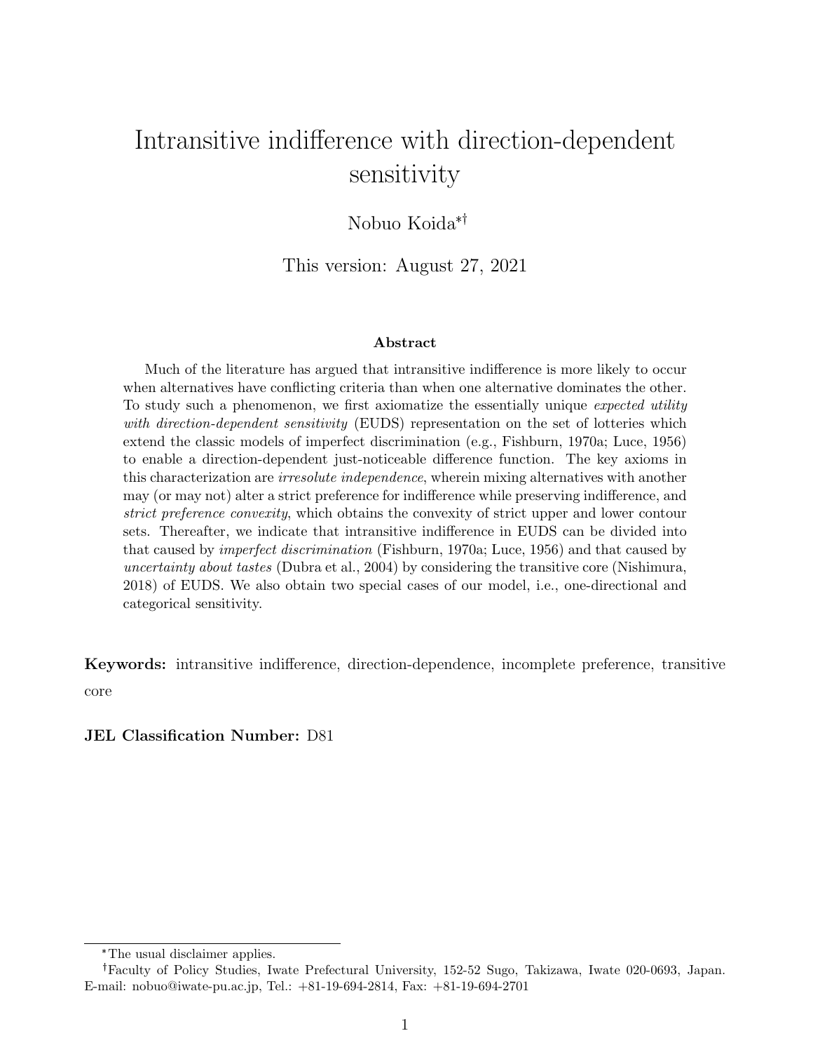# Intransitive indifference with direction-dependent sensitivity

Nobuo Koida[*,†]

This version: August 27, 2021

### Abstract

Much of the literature has argued that intransitive indifference is more likely to occur when alternatives have conflicting criteria than when one alternative dominates the other. To study such a phenomenon, we first axiomatize the essentially unique *expected utility with direction-dependent sensitivity* (EUDS) representation on the set of lotteries which extend the classic models of imperfect discrimination (e.g., Fishburn, 1970a; Luce, 1956) to enable a direction-dependent just-noticeable difference function. The key axioms in this characterization are *irresolute independence*, wherein mixing alternatives with another may (or may not) alter a strict preference for indifference while preserving indifference, and *strict preference convexity*, which obtains the convexity of strict upper and lower contour sets. Thereafter, we indicate that intransitive indifference in EUDS can be divided into that caused by *imperfect discrimination* (Fishburn, 1970a; Luce, 1956) and that caused by *uncertainty about tastes* (Dubra et al., 2004) by considering the transitive core (Nishimura, 2018) of EUDS. We also obtain two special cases of our model, i.e., one-directional and categorical sensitivity.

**Keywords:** intransitive indifference, direction-dependence, incomplete preference, transitive core

**JEL Classification Number:** D81

---

[*] The usual disclaimer applies.

[†] Faculty of Policy Studies, Iwate Prefectural University, 152-52 Sugo, Takizawa, Iwate 020-0693, Japan. E-mail: nobuo@iwate-pu.ac.jp, Tel.: +81-19-694-2814, Fax: +81-19-694-2701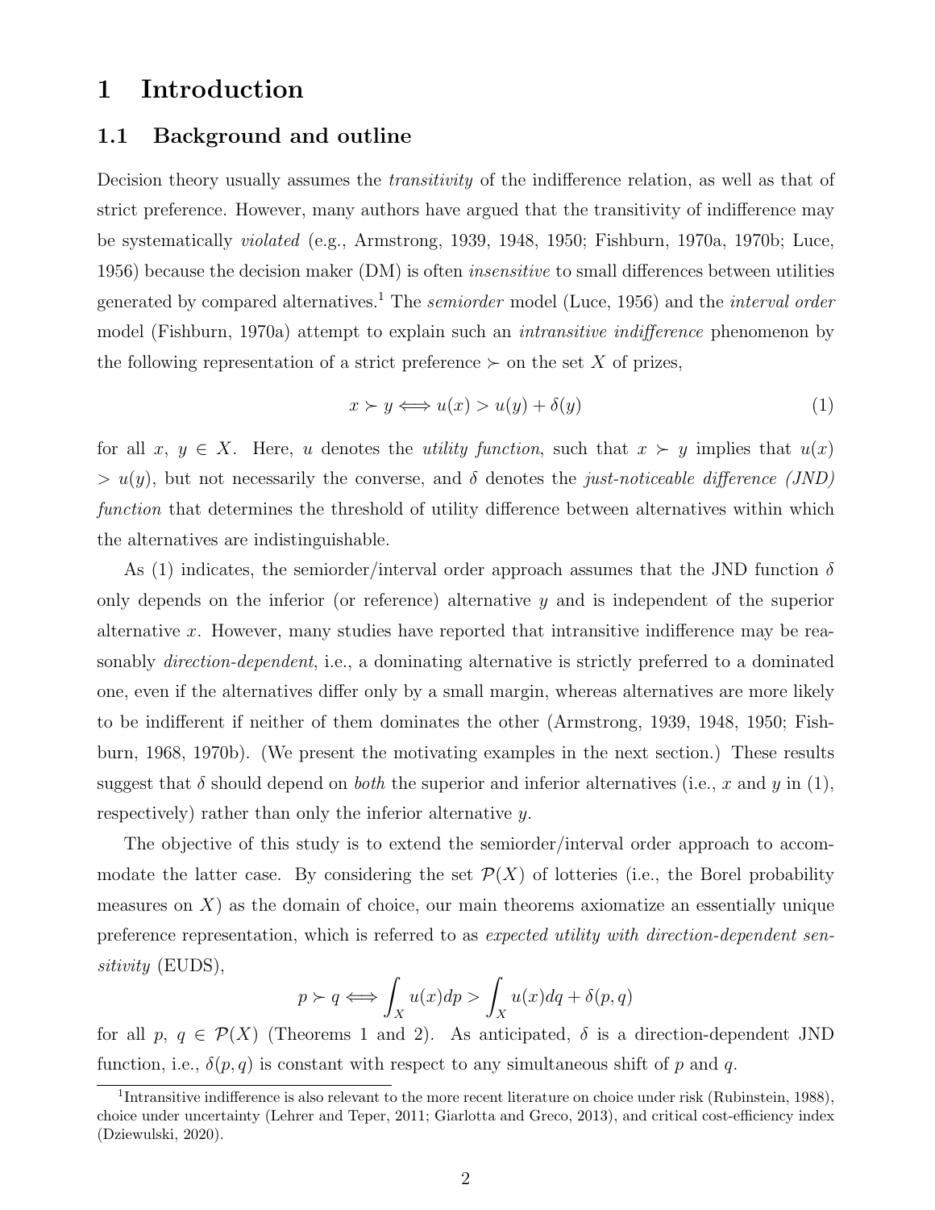# 1 Introduction

## 1.1 Background and outline

Decision theory usually assumes the *transitivity* of the indifference relation, as well as that of strict preference. However, many authors have argued that the transitivity of indifference may be systematically *violated* (e.g., Armstrong, 1939, 1948, 1950; Fishburn, 1970a, 1970b; Luce, 1956) because the decision maker (DM) is often *insensitive* to small differences between utilities generated by compared alternatives.[1] The *semiorder* model (Luce, 1956) and the *interval order* model (Fishburn, 1970a) attempt to explain such an *intransitive indifference* phenomenon by the following representation of a strict preference $\succ$ on the set $X$ of prizes,

$$x \succ y \Longleftrightarrow u(x) > u(y) + \delta(y) \tag{1}$$

for all $x$, $y \in X$. Here, $u$ denotes the *utility function*, such that $x \succ y$ implies that $u(x) > u(y)$, but not necessarily the converse, and $\delta$ denotes the *just-noticeable difference (JND) function* that determines the threshold of utility difference between alternatives within which the alternatives are indistinguishable.

As (1) indicates, the semiorder/interval order approach assumes that the JND function $\delta$ only depends on the inferior (or reference) alternative $y$ and is independent of the superior alternative $x$. However, many studies have reported that intransitive indifference may be reasonably *direction-dependent*, i.e., a dominating alternative is strictly preferred to a dominated one, even if the alternatives differ only by a small margin, whereas alternatives are more likely to be indifferent if neither of them dominates the other (Armstrong, 1939, 1948, 1950; Fishburn, 1968, 1970b). (We present the motivating examples in the next section.) These results suggest that $\delta$ should depend on *both* the superior and inferior alternatives (i.e., $x$ and $y$ in (1), respectively) rather than only the inferior alternative $y$.

The objective of this study is to extend the semiorder/interval order approach to accommodate the latter case. By considering the set $\mathcal{P}(X)$ of lotteries (i.e., the Borel probability measures on $X$) as the domain of choice, our main theorems axiomatize an essentially unique preference representation, which is referred to as *expected utility with direction-dependent sensitivity* (EUDS),

$$p \succ q \Longleftrightarrow \int_X u(x)dp > \int_X u(x)dq + \delta(p, q)$$

for all $p$, $q \in \mathcal{P}(X)$ (Theorems 1 and 2). As anticipated, $\delta$ is a direction-dependent JND function, i.e., $\delta(p, q)$ is constant with respect to any simultaneous shift of $p$ and $q$.

[1] Intransitive indifference is also relevant to the more recent literature on choice under risk (Rubinstein, 1988), choice under uncertainty (Lehrer and Teper, 2011; Giarlotta and Greco, 2013), and critical cost-efficiency index (Dziewulski, 2020).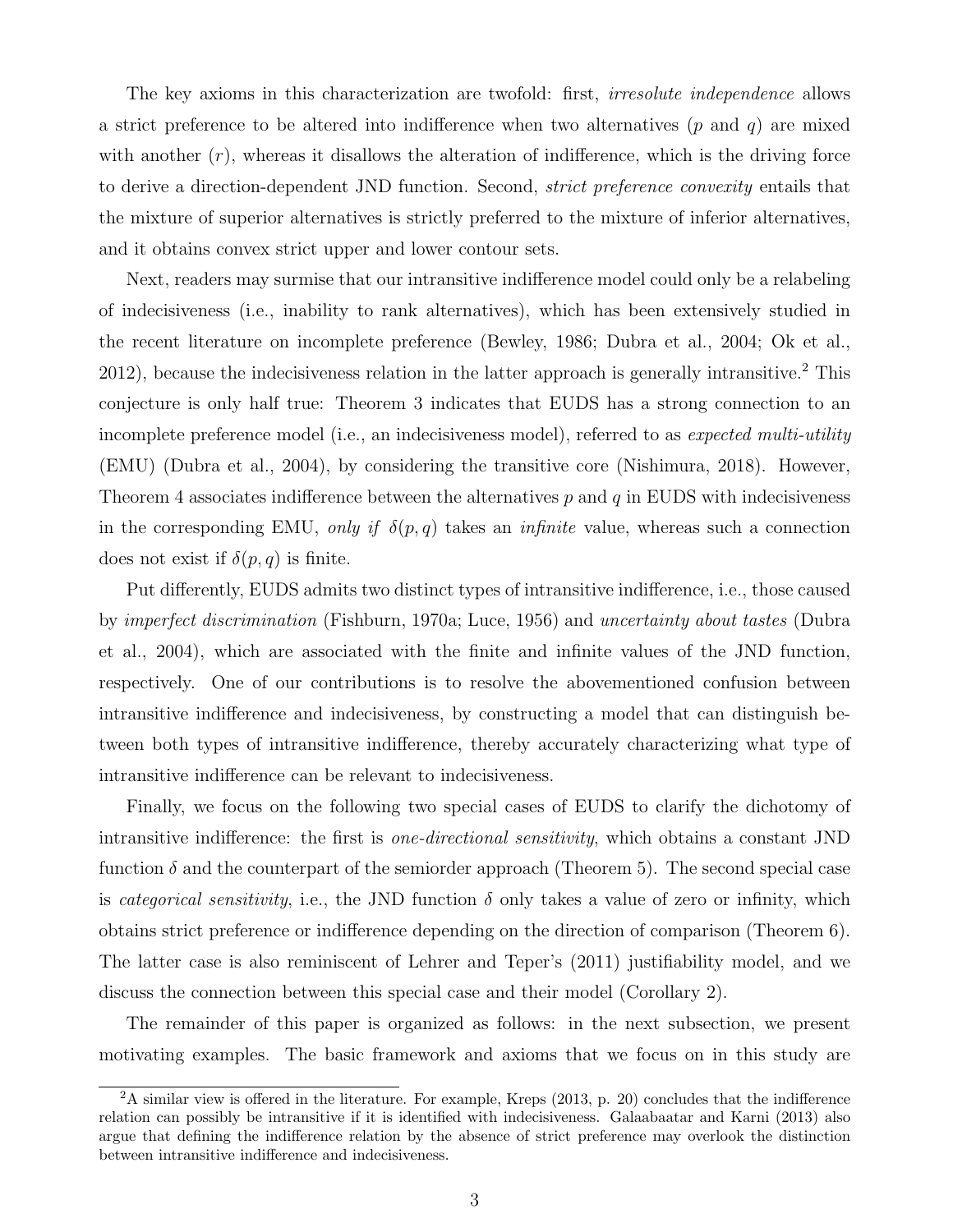The key axioms in this characterization are twofold: first, *irresolute independence* allows a strict preference to be altered into indifference when two alternatives ($p$ and $q$) are mixed with another ($r$), whereas it disallows the alteration of indifference, which is the driving force to derive a direction-dependent JND function. Second, *strict preference convexity* entails that the mixture of superior alternatives is strictly preferred to the mixture of inferior alternatives, and it obtains convex strict upper and lower contour sets.

Next, readers may surmise that our intransitive indifference model could only be a relabeling of indecisiveness (i.e., inability to rank alternatives), which has been extensively studied in the recent literature on incomplete preference (Bewley, 1986; Dubra et al., 2004; Ok et al., 2012), because the indecisiveness relation in the latter approach is generally intransitive.[2] This conjecture is only half true: Theorem 3 indicates that EUDS has a strong connection to an incomplete preference model (i.e., an indecisiveness model), referred to as *expected multi-utility* (EMU) (Dubra et al., 2004), by considering the transitive core (Nishimura, 2018). However, Theorem 4 associates indifference between the alternatives $p$ and $q$ in EUDS with indecisiveness in the corresponding EMU, *only if* $\delta(p, q)$ takes an *infinite* value, whereas such a connection does not exist if $\delta(p, q)$ is finite.

Put differently, EUDS admits two distinct types of intransitive indifference, i.e., those caused by *imperfect discrimination* (Fishburn, 1970a; Luce, 1956) and *uncertainty about tastes* (Dubra et al., 2004), which are associated with the finite and infinite values of the JND function, respectively. One of our contributions is to resolve the abovementioned confusion between intransitive indifference and indecisiveness, by constructing a model that can distinguish between both types of intransitive indifference, thereby accurately characterizing what type of intransitive indifference can be relevant to indecisiveness.

Finally, we focus on the following two special cases of EUDS to clarify the dichotomy of intransitive indifference: the first is *one-directional sensitivity*, which obtains a constant JND function $\delta$ and the counterpart of the semiorder approach (Theorem 5). The second special case is *categorical sensitivity*, i.e., the JND function $\delta$ only takes a value of zero or infinity, which obtains strict preference or indifference depending on the direction of comparison (Theorem 6). The latter case is also reminiscent of Lehrer and Teper's (2011) justifiability model, and we discuss the connection between this special case and their model (Corollary 2).

The remainder of this paper is organized as follows: in the next subsection, we present motivating examples. The basic framework and axioms that we focus on in this study are

[2] A similar view is offered in the literature. For example, Kreps (2013, p. 20) concludes that the indifference relation can possibly be intransitive if it is identified with indecisiveness. Galaabaatar and Karni (2013) also argue that defining the indifference relation by the absence of strict preference may overlook the distinction between intransitive indifference and indecisiveness.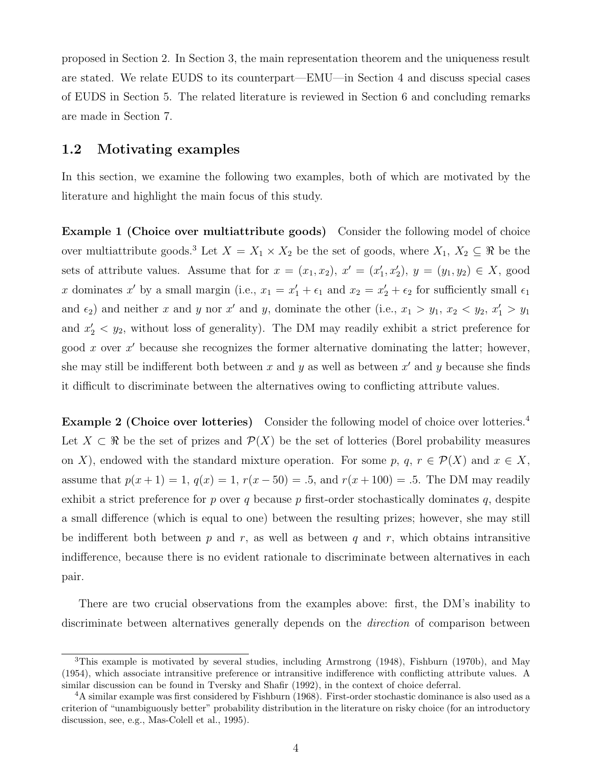proposed in Section 2. In Section 3, the main representation theorem and the uniqueness result are stated. We relate EUDS to its counterpart—EMU—in Section 4 and discuss special cases of EUDS in Section 5. The related literature is reviewed in Section 6 and concluding remarks are made in Section 7.

## 1.2 Motivating examples

In this section, we examine the following two examples, both of which are motivated by the literature and highlight the main focus of this study.

**Example 1 (Choice over multiattribute goods)** Consider the following model of choice over multiattribute goods.[3] Let $X = X_1 \times X_2$ be the set of goods, where $X_1$, $X_2 \subseteq \Re$ be the sets of attribute values. Assume that for $x = (x_1, x_2)$, $x' = (x'_1, x'_2)$, $y = (y_1, y_2) \in X$, good $x$ dominates $x'$ by a small margin (i.e., $x_1 = x'_1 + \epsilon_1$ and $x_2 = x'_2 + \epsilon_2$ for sufficiently small $\epsilon_1$ and $\epsilon_2$) and neither $x$ and $y$ nor $x'$ and $y$, dominate the other (i.e., $x_1 > y_1$, $x_2 < y_2$, $x'_1 > y_1$ and $x'_2 < y_2$, without loss of generality). The DM may readily exhibit a strict preference for good $x$ over $x'$ because she recognizes the former alternative dominating the latter; however, she may still be indifferent both between $x$ and $y$ as well as between $x'$ and $y$ because she finds it difficult to discriminate between the alternatives owing to conflicting attribute values.

**Example 2 (Choice over lotteries)** Consider the following model of choice over lotteries.[4] Let $X \subset \Re$ be the set of prizes and $\mathcal{P}(X)$ be the set of lotteries (Borel probability measures on $X$), endowed with the standard mixture operation. For some $p$, $q$, $r \in \mathcal{P}(X)$ and $x \in X$, assume that $p(x+1) = 1$, $q(x) = 1$, $r(x - 50) = .5$, and $r(x + 100) = .5$. The DM may readily exhibit a strict preference for $p$ over $q$ because $p$ first-order stochastically dominates $q$, despite a small difference (which is equal to one) between the resulting prizes; however, she may still be indifferent both between $p$ and $r$, as well as between $q$ and $r$, which obtains intransitive indifference, because there is no evident rationale to discriminate between alternatives in each pair.

There are two crucial observations from the examples above: first, the DM's inability to discriminate between alternatives generally depends on the *direction* of comparison between

[3] This example is motivated by several studies, including Armstrong (1948), Fishburn (1970b), and May (1954), which associate intransitive preference or intransitive indifference with conflicting attribute values. A similar discussion can be found in Tversky and Shafir (1992), in the context of choice deferral.

[4] A similar example was first considered by Fishburn (1968). First-order stochastic dominance is also used as a criterion of "unambiguously better" probability distribution in the literature on risky choice (for an introductory discussion, see, e.g., Mas-Colell et al., 1995).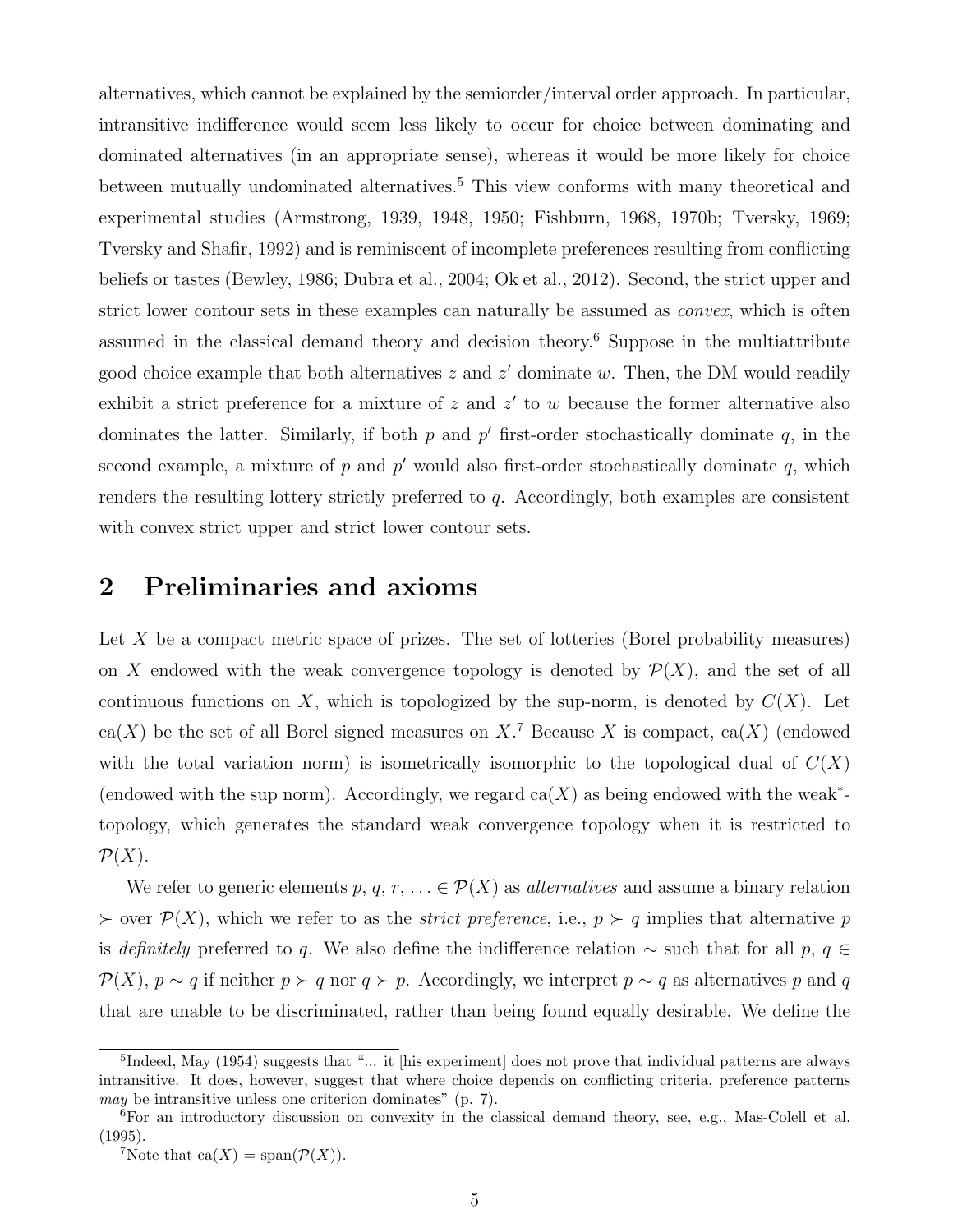alternatives, which cannot be explained by the semiorder/interval order approach. In particular, intransitive indifference would seem less likely to occur for choice between dominating and dominated alternatives (in an appropriate sense), whereas it would be more likely for choice between mutually undominated alternatives.[5] This view conforms with many theoretical and experimental studies (Armstrong, 1939, 1948, 1950; Fishburn, 1968, 1970b; Tversky, 1969; Tversky and Shafir, 1992) and is reminiscent of incomplete preferences resulting from conflicting beliefs or tastes (Bewley, 1986; Dubra et al., 2004; Ok et al., 2012). Second, the strict upper and strict lower contour sets in these examples can naturally be assumed as *convex*, which is often assumed in the classical demand theory and decision theory.[6] Suppose in the multiattribute good choice example that both alternatives $z$ and $z'$ dominate $w$. Then, the DM would readily exhibit a strict preference for a mixture of $z$ and $z'$ to $w$ because the former alternative also dominates the latter. Similarly, if both $p$ and $p'$ first-order stochastically dominate $q$, in the second example, a mixture of $p$ and $p'$ would also first-order stochastically dominate $q$, which renders the resulting lottery strictly preferred to $q$. Accordingly, both examples are consistent with convex strict upper and strict lower contour sets.

## 2 Preliminaries and axioms

Let $X$ be a compact metric space of prizes. The set of lotteries (Borel probability measures) on $X$ endowed with the weak convergence topology is denoted by $\mathcal{P}(X)$, and the set of all continuous functions on $X$, which is topologized by the sup-norm, is denoted by $C(X)$. Let $\mathrm{ca}(X)$ be the set of all Borel signed measures on $X$.[7] Because $X$ is compact, $\mathrm{ca}(X)$ (endowed with the total variation norm) is isometrically isomorphic to the topological dual of $C(X)$ (endowed with the sup norm). Accordingly, we regard $\mathrm{ca}(X)$ as being endowed with the weak$^*$-topology, which generates the standard weak convergence topology when it is restricted to $\mathcal{P}(X)$.

We refer to generic elements $p, q, r, \ldots \in \mathcal{P}(X)$ as *alternatives* and assume a binary relation $\succ$ over $\mathcal{P}(X)$, which we refer to as the *strict preference*, i.e., $p \succ q$ implies that alternative $p$ is *definitely* preferred to $q$. We also define the indifference relation $\sim$ such that for all $p, q \in \mathcal{P}(X)$, $p \sim q$ if neither $p \succ q$ nor $q \succ p$. Accordingly, we interpret $p \sim q$ as alternatives $p$ and $q$ that are unable to be discriminated, rather than being found equally desirable. We define the

---

[5] Indeed, May (1954) suggests that "... it [his experiment] does not prove that individual patterns are always intransitive. It does, however, suggest that where choice depends on conflicting criteria, preference patterns *may* be intransitive unless one criterion dominates" (p. 7).

[6] For an introductory discussion on convexity in the classical demand theory, see, e.g., Mas-Colell et al. (1995).

[7] Note that $\mathrm{ca}(X) = \mathrm{span}(\mathcal{P}(X))$.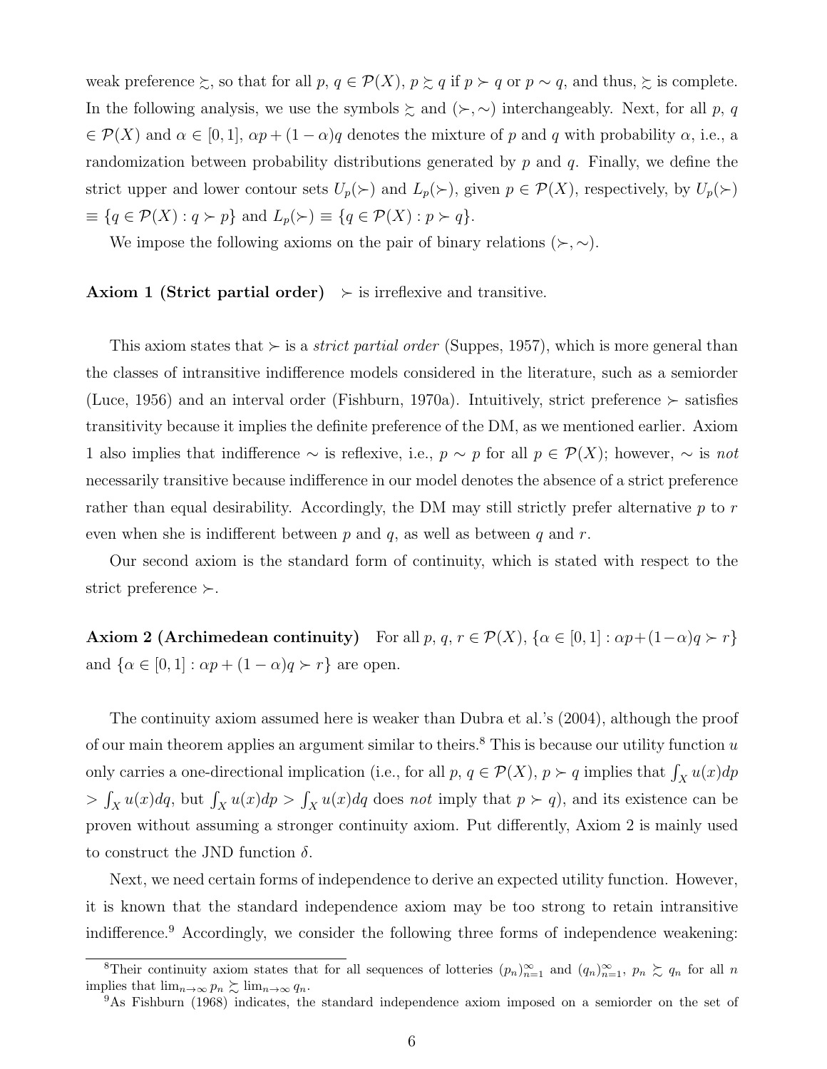weak preference $\succsim$, so that for all $p$, $q \in \mathcal{P}(X)$, $p \succsim q$ if $p \succ q$ or $p \sim q$, and thus, $\succsim$ is complete. In the following analysis, we use the symbols $\succsim$ and $(\succ, \sim)$ interchangeably. Next, for all $p$, $q \in \mathcal{P}(X)$ and $\alpha \in [0, 1]$, $\alpha p + (1 - \alpha)q$ denotes the mixture of $p$ and $q$ with probability $\alpha$, i.e., a randomization between probability distributions generated by $p$ and $q$. Finally, we define the strict upper and lower contour sets $U_p(\succ)$ and $L_p(\succ)$, given $p \in \mathcal{P}(X)$, respectively, by $U_p(\succ) \equiv \{q \in \mathcal{P}(X) : q \succ p\}$ and $L_p(\succ) \equiv \{q \in \mathcal{P}(X) : p \succ q\}$.

We impose the following axioms on the pair of binary relations $(\succ, \sim)$.

**Axiom 1 (Strict partial order)** $\succ$ is irreflexive and transitive.

This axiom states that $\succ$ is a *strict partial order* (Suppes, 1957), which is more general than the classes of intransitive indifference models considered in the literature, such as a semiorder (Luce, 1956) and an interval order (Fishburn, 1970a). Intuitively, strict preference $\succ$ satisfies transitivity because it implies the definite preference of the DM, as we mentioned earlier. Axiom 1 also implies that indifference $\sim$ is reflexive, i.e., $p \sim p$ for all $p \in \mathcal{P}(X)$; however, $\sim$ is *not* necessarily transitive because indifference in our model denotes the absence of a strict preference rather than equal desirability. Accordingly, the DM may still strictly prefer alternative $p$ to $r$ even when she is indifferent between $p$ and $q$, as well as between $q$ and $r$.

Our second axiom is the standard form of continuity, which is stated with respect to the strict preference $\succ$.

**Axiom 2 (Archimedean continuity)** For all $p$, $q$, $r \in \mathcal{P}(X)$, $\{\alpha \in [0, 1] : \alpha p + (1 - \alpha)q \succ r\}$ and $\{\alpha \in [0, 1] : \alpha p + (1 - \alpha)q \succ r\}$ are open.

The continuity axiom assumed here is weaker than Dubra et al.'s (2004), although the proof of our main theorem applies an argument similar to theirs.[8] This is because our utility function $u$ only carries a one-directional implication (i.e., for all $p$, $q \in \mathcal{P}(X)$, $p \succ q$ implies that $\int_X u(x)dp > \int_X u(x)dq$, but $\int_X u(x)dp > \int_X u(x)dq$ does *not* imply that $p \succ q$), and its existence can be proven without assuming a stronger continuity axiom. Put differently, Axiom 2 is mainly used to construct the JND function $\delta$.

Next, we need certain forms of independence to derive an expected utility function. However, it is known that the standard independence axiom may be too strong to retain intransitive indifference.[9] Accordingly, we consider the following three forms of independence weakening:

[8] Their continuity axiom states that for all sequences of lotteries $(p_n)_{n=1}^{\infty}$ and $(q_n)_{n=1}^{\infty}$, $p_n \succsim q_n$ for all $n$ implies that $\lim_{n\to\infty} p_n \succsim \lim_{n\to\infty} q_n$.

[9] As Fishburn (1968) indicates, the standard independence axiom imposed on a semiorder on the set of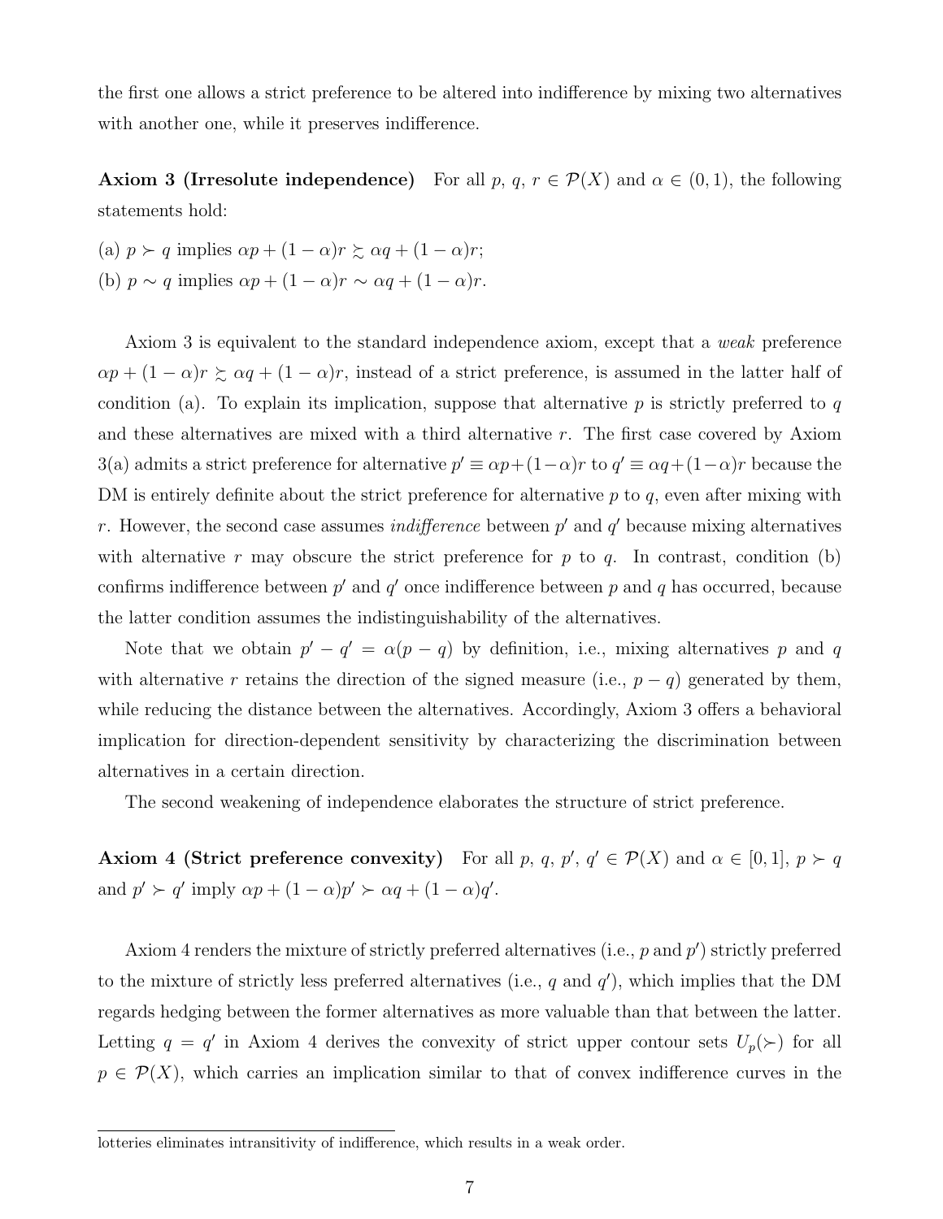the first one allows a strict preference to be altered into indifference by mixing two alternatives with another one, while it preserves indifference.

**Axiom 3 (Irresolute independence)** For all $p$, $q$, $r \in \mathcal{P}(X)$ and $\alpha \in (0,1)$, the following statements hold:

(a) $p \succ q$ implies $\alpha p + (1-\alpha) r \succsim \alpha q + (1-\alpha) r$;

(b) $p \sim q$ implies $\alpha p + (1-\alpha) r \sim \alpha q + (1-\alpha) r$.

Axiom 3 is equivalent to the standard independence axiom, except that a *weak* preference $\alpha p + (1-\alpha) r \succsim \alpha q + (1-\alpha) r$, instead of a strict preference, is assumed in the latter half of condition (a). To explain its implication, suppose that alternative $p$ is strictly preferred to $q$ and these alternatives are mixed with a third alternative $r$. The first case covered by Axiom 3(a) admits a strict preference for alternative $p' \equiv \alpha p + (1-\alpha) r$ to $q' \equiv \alpha q + (1-\alpha) r$ because the DM is entirely definite about the strict preference for alternative $p$ to $q$, even after mixing with $r$. However, the second case assumes *indifference* between $p'$ and $q'$ because mixing alternatives with alternative $r$ may obscure the strict preference for $p$ to $q$. In contrast, condition (b) confirms indifference between $p'$ and $q'$ once indifference between $p$ and $q$ has occurred, because the latter condition assumes the indistinguishability of the alternatives.

Note that we obtain $p' - q' = \alpha(p - q)$ by definition, i.e., mixing alternatives $p$ and $q$ with alternative $r$ retains the direction of the signed measure (i.e., $p - q$) generated by them, while reducing the distance between the alternatives. Accordingly, Axiom 3 offers a behavioral implication for direction-dependent sensitivity by characterizing the discrimination between alternatives in a certain direction.

The second weakening of independence elaborates the structure of strict preference.

**Axiom 4 (Strict preference convexity)** For all $p$, $q$, $p'$, $q' \in \mathcal{P}(X)$ and $\alpha \in [0,1]$, $p \succ q$ and $p' \succ q'$ imply $\alpha p + (1-\alpha) p' \succ \alpha q + (1-\alpha) q'$.

Axiom 4 renders the mixture of strictly preferred alternatives (i.e., $p$ and $p'$) strictly preferred to the mixture of strictly less preferred alternatives (i.e., $q$ and $q'$), which implies that the DM regards hedging between the former alternatives as more valuable than that between the latter. Letting $q = q'$ in Axiom 4 derives the convexity of strict upper contour sets $U_p(\succ)$ for all $p \in \mathcal{P}(X)$, which carries an implication similar to that of convex indifference curves in the

lotteries eliminates intransitivity of indifference, which results in a weak order.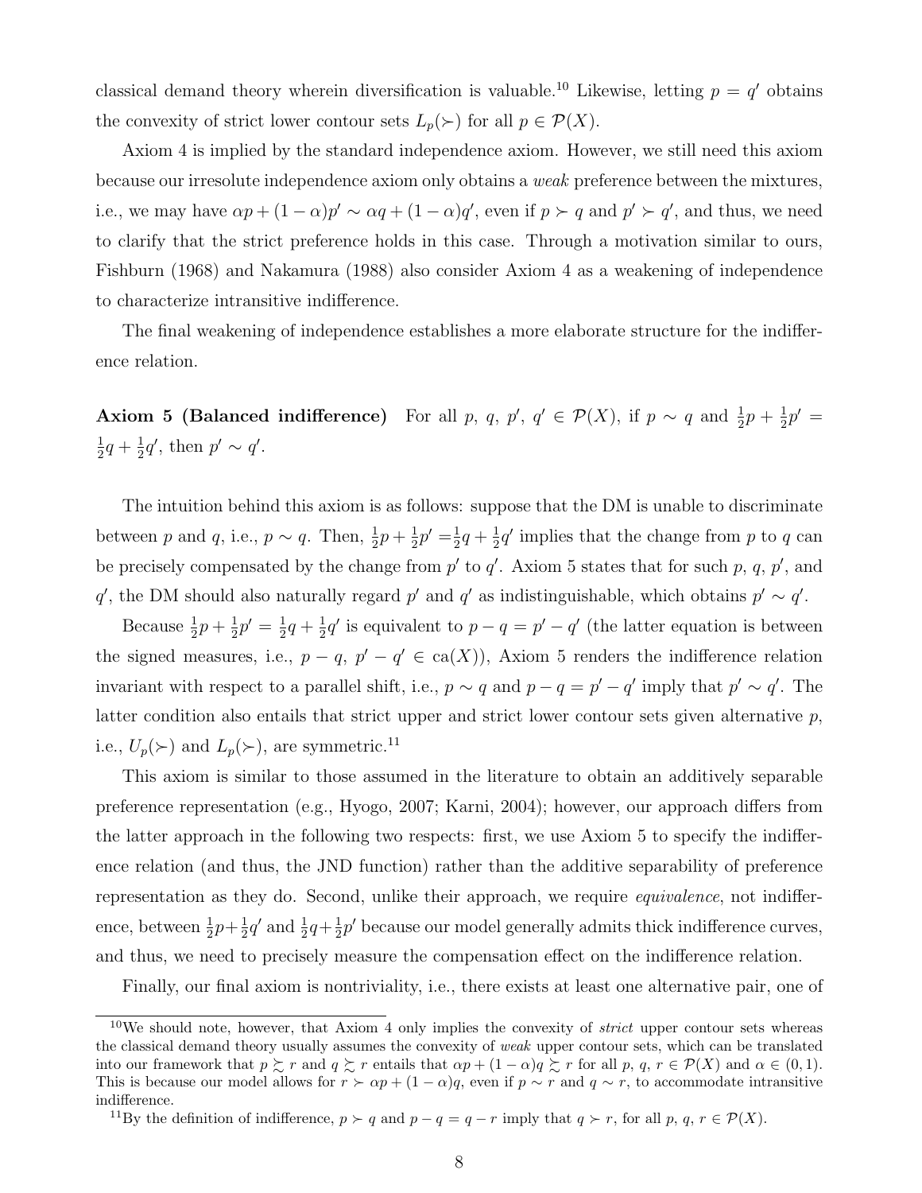classical demand theory wherein diversification is valuable.[10] Likewise, letting $p = q'$ obtains the convexity of strict lower contour sets $L_p(\succ)$ for all $p \in \mathcal{P}(X)$.

Axiom 4 is implied by the standard independence axiom. However, we still need this axiom because our irresolute independence axiom only obtains a *weak* preference between the mixtures, i.e., we may have $\alpha p + (1-\alpha)p' \sim \alpha q + (1-\alpha)q'$, even if $p \succ q$ and $p' \succ q'$, and thus, we need to clarify that the strict preference holds in this case. Through a motivation similar to ours, Fishburn (1968) and Nakamura (1988) also consider Axiom 4 as a weakening of independence to characterize intransitive indifference.

The final weakening of independence establishes a more elaborate structure for the indifference relation.

**Axiom 5 (Balanced indifference)** For all $p$, $q$, $p'$, $q' \in \mathcal{P}(X)$, if $p \sim q$ and $\frac{1}{2}p + \frac{1}{2}p' = \frac{1}{2}q + \frac{1}{2}q'$, then $p' \sim q'$.

The intuition behind this axiom is as follows: suppose that the DM is unable to discriminate between $p$ and $q$, i.e., $p \sim q$. Then, $\frac{1}{2}p + \frac{1}{2}p' = \frac{1}{2}q + \frac{1}{2}q'$ implies that the change from $p$ to $q$ can be precisely compensated by the change from $p'$ to $q'$. Axiom 5 states that for such $p$, $q$, $p'$, and $q'$, the DM should also naturally regard $p'$ and $q'$ as indistinguishable, which obtains $p' \sim q'$.

Because $\frac{1}{2}p + \frac{1}{2}p' = \frac{1}{2}q + \frac{1}{2}q'$ is equivalent to $p - q = p' - q'$ (the latter equation is between the signed measures, i.e., $p - q$, $p' - q' \in \text{ca}(X)$), Axiom 5 renders the indifference relation invariant with respect to a parallel shift, i.e., $p \sim q$ and $p - q = p' - q'$ imply that $p' \sim q'$. The latter condition also entails that strict upper and strict lower contour sets given alternative $p$, i.e., $U_p(\succ)$ and $L_p(\succ)$, are symmetric.[11]

This axiom is similar to those assumed in the literature to obtain an additively separable preference representation (e.g., Hyogo, 2007; Karni, 2004); however, our approach differs from the latter approach in the following two respects: first, we use Axiom 5 to specify the indifference relation (and thus, the JND function) rather than the additive separability of preference representation as they do. Second, unlike their approach, we require *equivalence*, not indifference, between $\frac{1}{2}p + \frac{1}{2}q'$ and $\frac{1}{2}q + \frac{1}{2}p'$ because our model generally admits thick indifference curves, and thus, we need to precisely measure the compensation effect on the indifference relation.

Finally, our final axiom is nontriviality, i.e., there exists at least one alternative pair, one of

[10] We should note, however, that Axiom 4 only implies the convexity of *strict* upper contour sets whereas the classical demand theory usually assumes the convexity of *weak* upper contour sets, which can be translated into our framework that $p \succsim r$ and $q \succsim r$ entails that $\alpha p + (1-\alpha)q \succsim r$ for all $p$, $q$, $r \in \mathcal{P}(X)$ and $\alpha \in (0,1)$. This is because our model allows for $r \succ \alpha p + (1-\alpha)q$, even if $p \sim r$ and $q \sim r$, to accommodate intransitive indifference.

[11] By the definition of indifference, $p \succ q$ and $p - q = q - r$ imply that $q \succ r$, for all $p$, $q$, $r \in \mathcal{P}(X)$.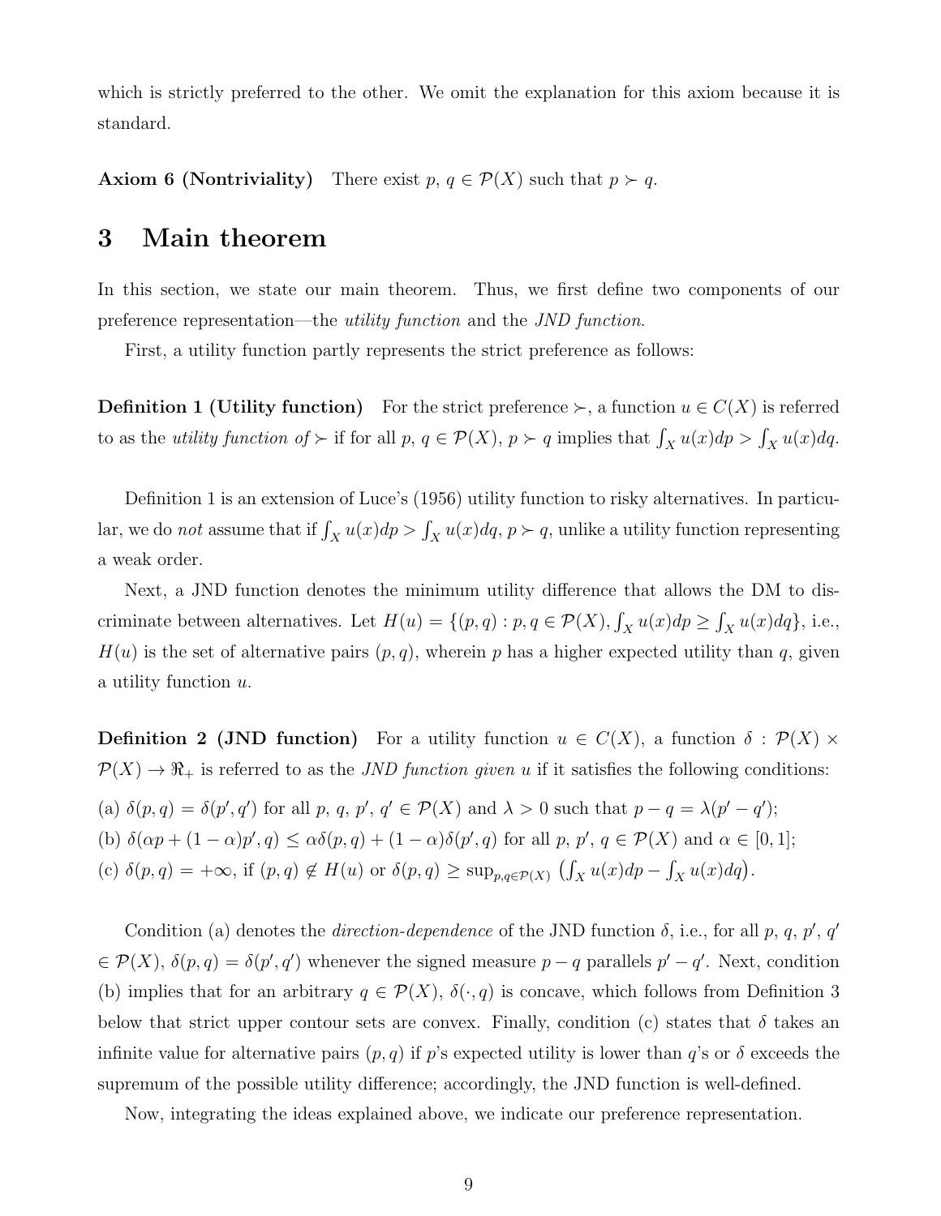which is strictly preferred to the other. We omit the explanation for this axiom because it is standard.

**Axiom 6 (Nontriviality)** There exist $p$, $q \in \mathcal{P}(X)$ such that $p \succ q$.

# 3 Main theorem

In this section, we state our main theorem. Thus, we first define two components of our preference representation—the *utility function* and the *JND function*.

First, a utility function partly represents the strict preference as follows:

**Definition 1 (Utility function)** For the strict preference $\succ$, a function $u \in C(X)$ is referred to as the *utility function of* $\succ$ if for all $p$, $q \in \mathcal{P}(X)$, $p \succ q$ implies that $\int_X u(x)dp > \int_X u(x)dq$.

Definition 1 is an extension of Luce's (1956) utility function to risky alternatives. In particular, we do *not* assume that if $\int_X u(x)dp > \int_X u(x)dq$, $p \succ q$, unlike a utility function representing a weak order.

Next, a JND function denotes the minimum utility difference that allows the DM to discriminate between alternatives. Let $H(u) = \{(p, q) : p, q \in \mathcal{P}(X), \int_X u(x)dp \geq \int_X u(x)dq\}$, i.e., $H(u)$ is the set of alternative pairs $(p, q)$, wherein $p$ has a higher expected utility than $q$, given a utility function $u$.

**Definition 2 (JND function)** For a utility function $u \in C(X)$, a function $\delta : \mathcal{P}(X) \times \mathcal{P}(X) \to \Re_+$ is referred to as the *JND function given* $u$ if it satisfies the following conditions:

(a) $\delta(p, q) = \delta(p', q')$ for all $p$, $q$, $p'$, $q' \in \mathcal{P}(X)$ and $\lambda > 0$ such that $p - q = \lambda(p' - q')$;

(b) $\delta(\alpha p + (1 - \alpha)p', q) \leq \alpha\delta(p, q) + (1 - \alpha)\delta(p', q)$ for all $p$, $p'$, $q \in \mathcal{P}(X)$ and $\alpha \in [0, 1]$;

(c) $\delta(p, q) = +\infty$, if $(p, q) \notin H(u)$ or $\delta(p, q) \geq \sup_{p,q \in \mathcal{P}(X)} \left(\int_X u(x)dp - \int_X u(x)dq\right)$.

Condition (a) denotes the *direction-dependence* of the JND function $\delta$, i.e., for all $p$, $q$, $p'$, $q'$ $\in \mathcal{P}(X)$, $\delta(p, q) = \delta(p', q')$ whenever the signed measure $p - q$ parallels $p' - q'$. Next, condition (b) implies that for an arbitrary $q \in \mathcal{P}(X)$, $\delta(\cdot, q)$ is concave, which follows from Definition 3 below that strict upper contour sets are convex. Finally, condition (c) states that $\delta$ takes an infinite value for alternative pairs $(p, q)$ if $p$'s expected utility is lower than $q$'s or $\delta$ exceeds the supremum of the possible utility difference; accordingly, the JND function is well-defined.

Now, integrating the ideas explained above, we indicate our preference representation.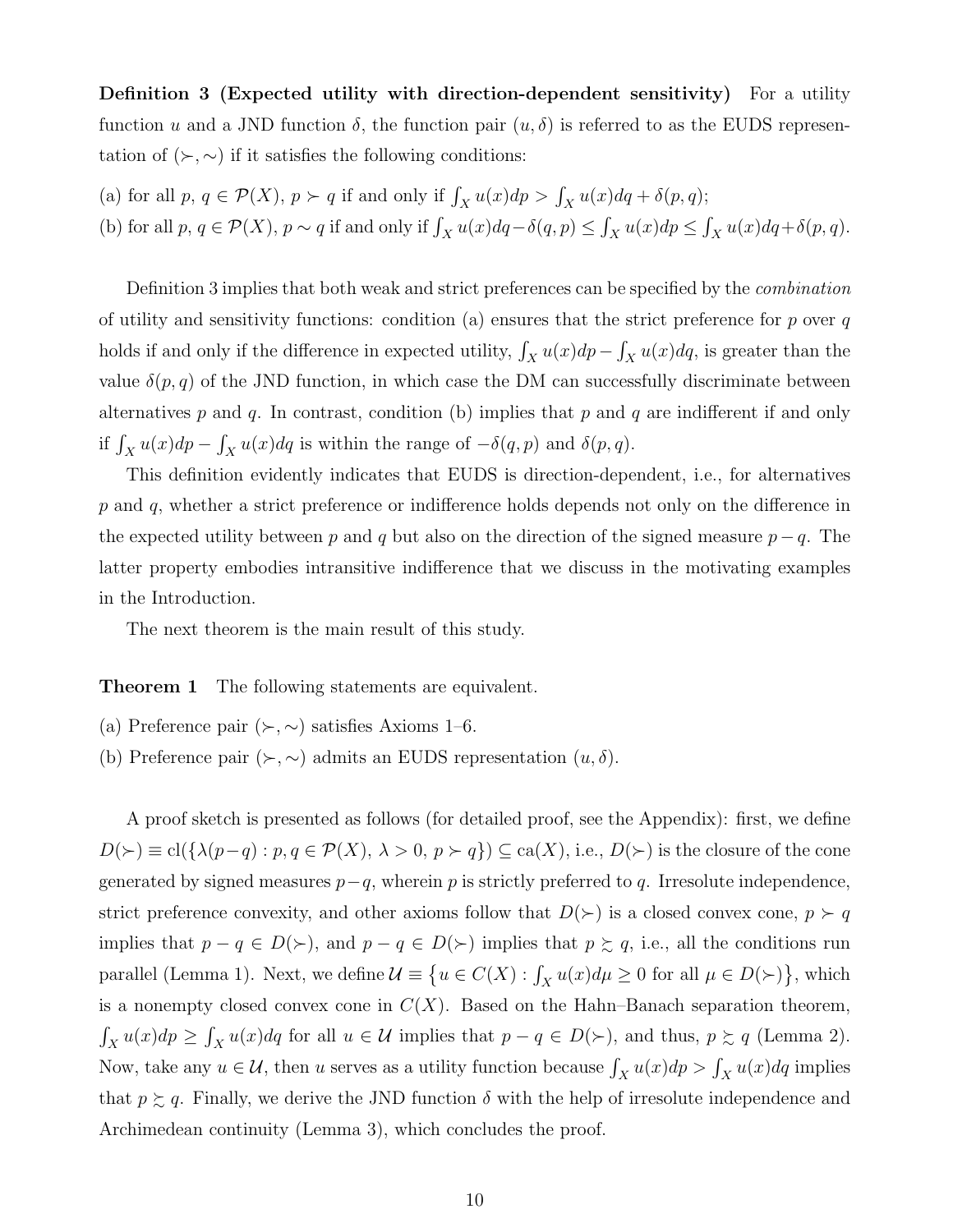**Definition 3 (Expected utility with direction-dependent sensitivity)** For a utility function $u$ and a JND function $\delta$, the function pair $(u, \delta)$ is referred to as the EUDS representation of $(\succ, \sim)$ if it satisfies the following conditions:

(a) for all $p, q \in \mathcal{P}(X)$, $p \succ q$ if and only if $\int_X u(x)dp > \int_X u(x)dq + \delta(p, q)$;

(b) for all $p, q \in \mathcal{P}(X)$, $p \sim q$ if and only if $\int_X u(x)dq - \delta(q, p) \leq \int_X u(x)dp \leq \int_X u(x)dq + \delta(p, q)$.

Definition 3 implies that both weak and strict preferences can be specified by the *combination* of utility and sensitivity functions: condition (a) ensures that the strict preference for $p$ over $q$ holds if and only if the difference in expected utility, $\int_X u(x)dp - \int_X u(x)dq$, is greater than the value $\delta(p, q)$ of the JND function, in which case the DM can successfully discriminate between alternatives $p$ and $q$. In contrast, condition (b) implies that $p$ and $q$ are indifferent if and only if $\int_X u(x)dp - \int_X u(x)dq$ is within the range of $-\delta(q, p)$ and $\delta(p, q)$.

This definition evidently indicates that EUDS is direction-dependent, i.e., for alternatives $p$ and $q$, whether a strict preference or indifference holds depends not only on the difference in the expected utility between $p$ and $q$ but also on the direction of the signed measure $p - q$. The latter property embodies intransitive indifference that we discuss in the motivating examples in the Introduction.

The next theorem is the main result of this study.

**Theorem 1** The following statements are equivalent.

(a) Preference pair $(\succ, \sim)$ satisfies Axioms 1–6.

(b) Preference pair $(\succ, \sim)$ admits an EUDS representation $(u, \delta)$.

A proof sketch is presented as follows (for detailed proof, see the Appendix): first, we define $D(\succ) \equiv \mathrm{cl}(\{\lambda(p - q) : p, q \in \mathcal{P}(X),\ \lambda > 0,\ p \succ q\}) \subseteq \mathrm{ca}(X)$, i.e., $D(\succ)$ is the closure of the cone generated by signed measures $p - q$, wherein $p$ is strictly preferred to $q$. Irresolute independence, strict preference convexity, and other axioms follow that $D(\succ)$ is a closed convex cone, $p \succ q$ implies that $p - q \in D(\succ)$, and $p - q \in D(\succ)$ implies that $p \succsim q$, i.e., all the conditions run parallel (Lemma 1). Next, we define $\mathcal{U} \equiv \left\{u \in C(X) : \int_X u(x)d\mu \geq 0 \text{ for all } \mu \in D(\succ)\right\}$, which is a nonempty closed convex cone in $C(X)$. Based on the Hahn–Banach separation theorem, $\int_X u(x)dp \geq \int_X u(x)dq$ for all $u \in \mathcal{U}$ implies that $p - q \in D(\succ)$, and thus, $p \succsim q$ (Lemma 2). Now, take any $u \in \mathcal{U}$, then $u$ serves as a utility function because $\int_X u(x)dp > \int_X u(x)dq$ implies that $p \succsim q$. Finally, we derive the JND function $\delta$ with the help of irresolute independence and Archimedean continuity (Lemma 3), which concludes the proof.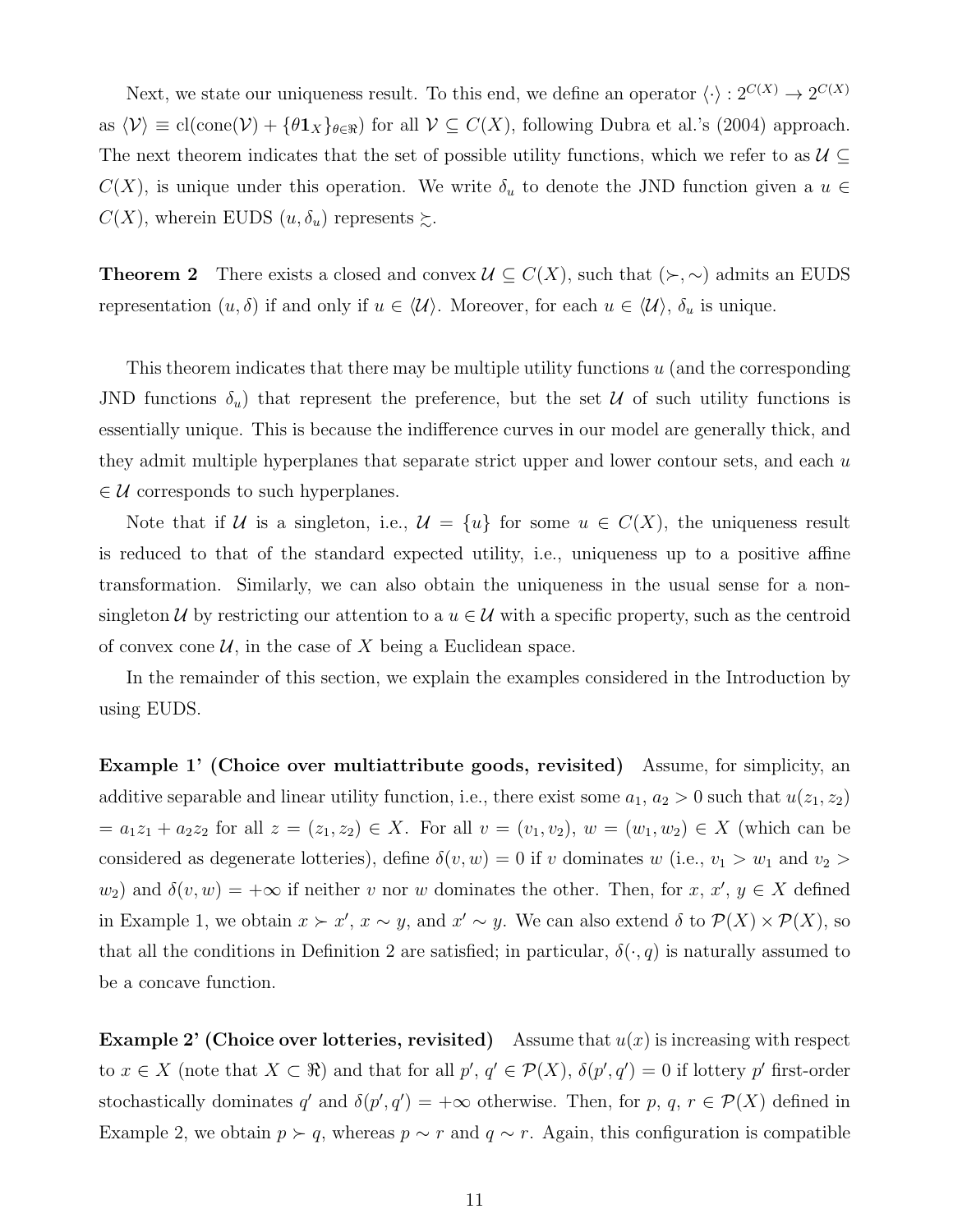Next, we state our uniqueness result. To this end, we define an operator $\langle\cdot\rangle : 2^{C(X)} \to 2^{C(X)}$ as $\langle\mathcal{V}\rangle \equiv \text{cl}(\text{cone}(\mathcal{V}) + \{\theta\mathbf{1}_X\}_{\theta\in\Re})$ for all $\mathcal{V} \subseteq C(X)$, following Dubra et al.'s (2004) approach. The next theorem indicates that the set of possible utility functions, which we refer to as $\mathcal{U} \subseteq C(X)$, is unique under this operation. We write $\delta_u$ to denote the JND function given a $u \in C(X)$, wherein EUDS $(u, \delta_u)$ represents $\succsim$.

**Theorem 2** There exists a closed and convex $\mathcal{U} \subseteq C(X)$, such that $(\succ, \sim)$ admits an EUDS representation $(u, \delta)$ if and only if $u \in \langle\mathcal{U}\rangle$. Moreover, for each $u \in \langle\mathcal{U}\rangle$, $\delta_u$ is unique.

This theorem indicates that there may be multiple utility functions $u$ (and the corresponding JND functions $\delta_u$) that represent the preference, but the set $\mathcal{U}$ of such utility functions is essentially unique. This is because the indifference curves in our model are generally thick, and they admit multiple hyperplanes that separate strict upper and lower contour sets, and each $u \in \mathcal{U}$ corresponds to such hyperplanes.

Note that if $\mathcal{U}$ is a singleton, i.e., $\mathcal{U} = \{u\}$ for some $u \in C(X)$, the uniqueness result is reduced to that of the standard expected utility, i.e., uniqueness up to a positive affine transformation. Similarly, we can also obtain the uniqueness in the usual sense for a non-singleton $\mathcal{U}$ by restricting our attention to a $u \in \mathcal{U}$ with a specific property, such as the centroid of convex cone $\mathcal{U}$, in the case of $X$ being a Euclidean space.

In the remainder of this section, we explain the examples considered in the Introduction by using EUDS.

**Example 1' (Choice over multiattribute goods, revisited)** Assume, for simplicity, an additive separable and linear utility function, i.e., there exist some $a_1, a_2 > 0$ such that $u(z_1, z_2) = a_1 z_1 + a_2 z_2$ for all $z = (z_1, z_2) \in X$. For all $v = (v_1, v_2)$, $w = (w_1, w_2) \in X$ (which can be considered as degenerate lotteries), define $\delta(v, w) = 0$ if $v$ dominates $w$ (i.e., $v_1 > w_1$ and $v_2 > w_2$) and $\delta(v, w) = +\infty$ if neither $v$ nor $w$ dominates the other. Then, for $x$, $x'$, $y \in X$ defined in Example 1, we obtain $x \succ x'$, $x \sim y$, and $x' \sim y$. We can also extend $\delta$ to $\mathcal{P}(X) \times \mathcal{P}(X)$, so that all the conditions in Definition 2 are satisfied; in particular, $\delta(\cdot, q)$ is naturally assumed to be a concave function.

**Example 2' (Choice over lotteries, revisited)** Assume that $u(x)$ is increasing with respect to $x \in X$ (note that $X \subset \Re$) and that for all $p'$, $q' \in \mathcal{P}(X)$, $\delta(p', q') = 0$ if lottery $p'$ first-order stochastically dominates $q'$ and $\delta(p', q') = +\infty$ otherwise. Then, for $p$, $q$, $r \in \mathcal{P}(X)$ defined in Example 2, we obtain $p \succ q$, whereas $p \sim r$ and $q \sim r$. Again, this configuration is compatible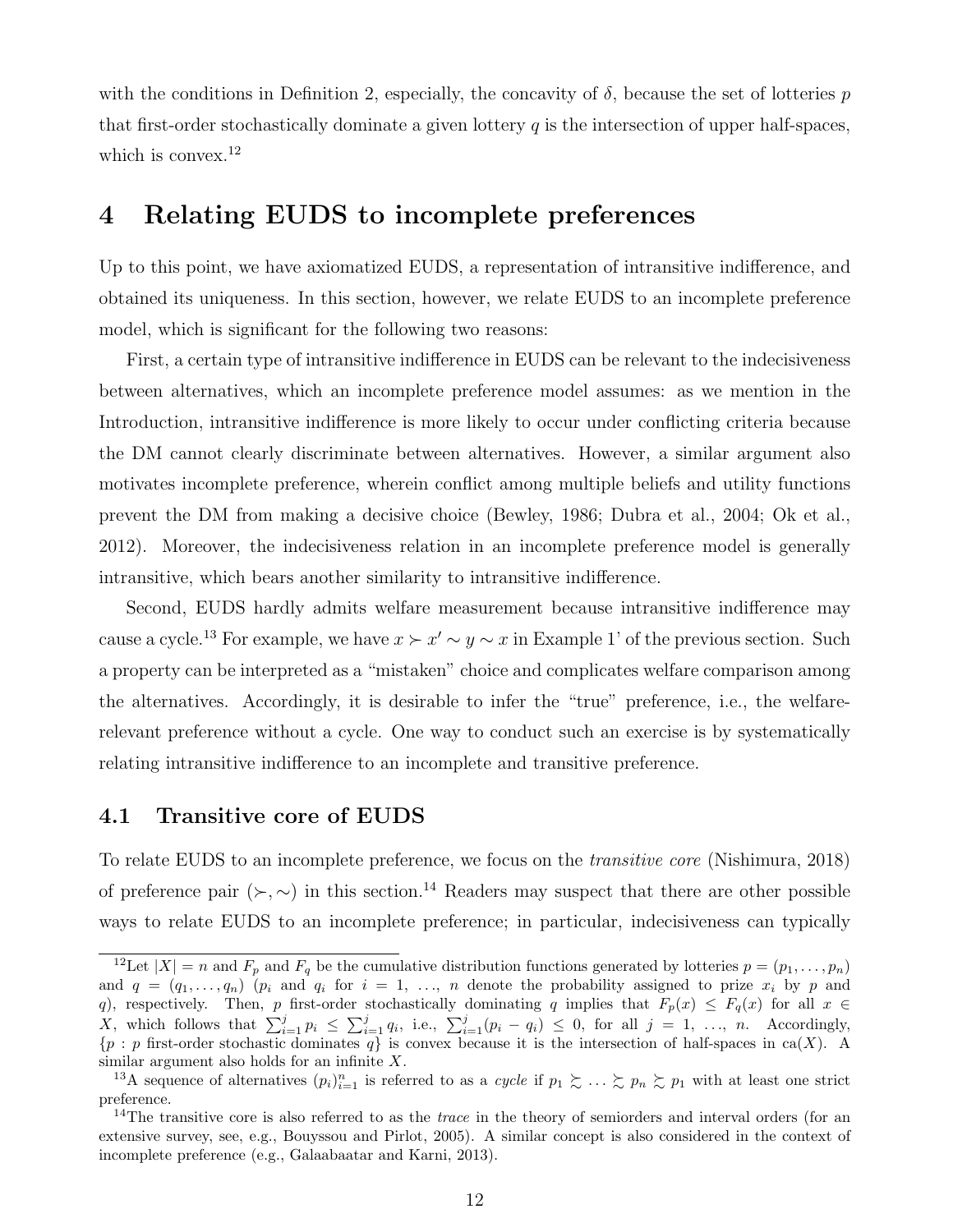with the conditions in Definition 2, especially, the concavity of $\delta$, because the set of lotteries $p$ that first-order stochastically dominate a given lottery $q$ is the intersection of upper half-spaces, which is convex.[12]

# 4 Relating EUDS to incomplete preferences

Up to this point, we have axiomatized EUDS, a representation of intransitive indifference, and obtained its uniqueness. In this section, however, we relate EUDS to an incomplete preference model, which is significant for the following two reasons:

First, a certain type of intransitive indifference in EUDS can be relevant to the indecisiveness between alternatives, which an incomplete preference model assumes: as we mention in the Introduction, intransitive indifference is more likely to occur under conflicting criteria because the DM cannot clearly discriminate between alternatives. However, a similar argument also motivates incomplete preference, wherein conflict among multiple beliefs and utility functions prevent the DM from making a decisive choice (Bewley, 1986; Dubra et al., 2004; Ok et al., 2012). Moreover, the indecisiveness relation in an incomplete preference model is generally intransitive, which bears another similarity to intransitive indifference.

Second, EUDS hardly admits welfare measurement because intransitive indifference may cause a cycle.[13] For example, we have $x \succ x' \sim y \sim x$ in Example 1' of the previous section. Such a property can be interpreted as a "mistaken" choice and complicates welfare comparison among the alternatives. Accordingly, it is desirable to infer the "true" preference, i.e., the welfare-relevant preference without a cycle. One way to conduct such an exercise is by systematically relating intransitive indifference to an incomplete and transitive preference.

## 4.1 Transitive core of EUDS

To relate EUDS to an incomplete preference, we focus on the *transitive core* (Nishimura, 2018) of preference pair $(\succ, \sim)$ in this section.[14] Readers may suspect that there are other possible ways to relate EUDS to an incomplete preference; in particular, indecisiveness can typically

---

[12] Let $|X| = n$ and $F_p$ and $F_q$ be the cumulative distribution functions generated by lotteries $p = (p_1, \ldots, p_n)$ and $q = (q_1, \ldots, q_n)$ ($p_i$ and $q_i$ for $i = 1, \ldots, n$ denote the probability assigned to prize $x_i$ by $p$ and $q$), respectively. Then, $p$ first-order stochastically dominating $q$ implies that $F_p(x) \leq F_q(x)$ for all $x \in X$, which follows that $\sum_{i=1}^{j} p_i \leq \sum_{i=1}^{j} q_i$, i.e., $\sum_{i=1}^{j}(p_i - q_i) \leq 0$, for all $j = 1, \ldots, n$. Accordingly, $\{p : p \text{ first-order stochastic dominates } q\}$ is convex because it is the intersection of half-spaces in $\mathrm{ca}(X)$. A similar argument also holds for an infinite $X$.

[13] A sequence of alternatives $(p_i)_{i=1}^{n}$ is referred to as a *cycle* if $p_1 \succsim \ldots \succsim p_n \succsim p_1$ with at least one strict preference.

[14] The transitive core is also referred to as the *trace* in the theory of semiorders and interval orders (for an extensive survey, see, e.g., Bouyssou and Pirlot, 2005). A similar concept is also considered in the context of incomplete preference (e.g., Galaabaatar and Karni, 2013).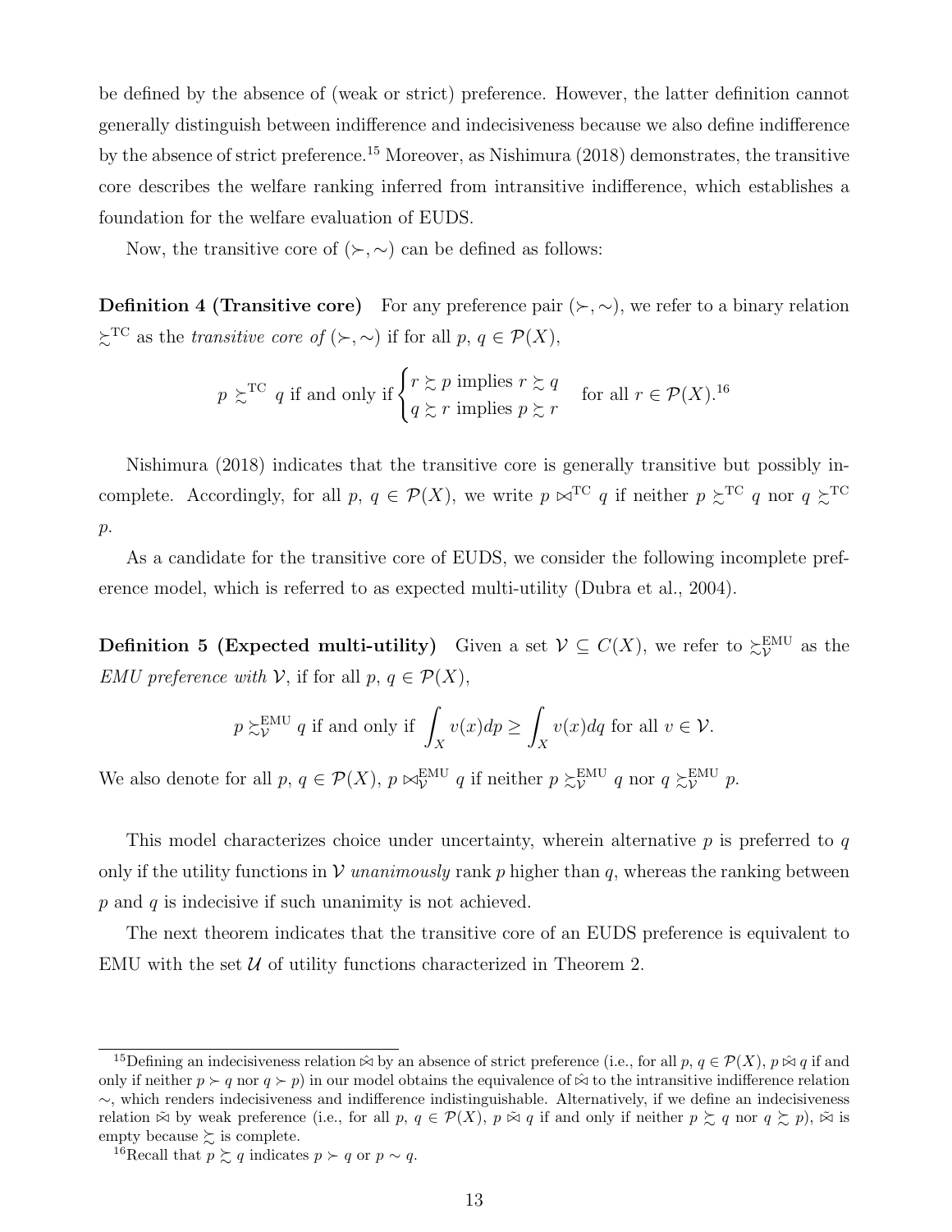be defined by the absence of (weak or strict) preference. However, the latter definition cannot generally distinguish between indifference and indecisiveness because we also define indifference by the absence of strict preference.[15] Moreover, as Nishimura (2018) demonstrates, the transitive core describes the welfare ranking inferred from intransitive indifference, which establishes a foundation for the welfare evaluation of EUDS.

Now, the transitive core of $(\succ, \sim)$ can be defined as follows:

**Definition 4 (Transitive core)** For any preference pair $(\succ, \sim)$, we refer to a binary relation $\succsim^{\mathrm{TC}}$ as the *transitive core of* $(\succ, \sim)$ if for all $p, q \in \mathcal{P}(X)$,

$$p \succsim^{\mathrm{TC}} q \text{ if and only if } \begin{cases} r \succsim p \text{ implies } r \succsim q \\ q \succsim r \text{ implies } p \succsim r \end{cases} \quad \text{for all } r \in \mathcal{P}(X).^{16}$$

Nishimura (2018) indicates that the transitive core is generally transitive but possibly incomplete. Accordingly, for all $p, q \in \mathcal{P}(X)$, we write $p \bowtie^{\mathrm{TC}} q$ if neither $p \succsim^{\mathrm{TC}} q$ nor $q \succsim^{\mathrm{TC}} p$.

As a candidate for the transitive core of EUDS, we consider the following incomplete preference model, which is referred to as expected multi-utility (Dubra et al., 2004).

**Definition 5 (Expected multi-utility)** Given a set $\mathcal{V} \subseteq C(X)$, we refer to $\succsim_{\mathcal{V}}^{\mathrm{EMU}}$ as the *EMU preference with* $\mathcal{V}$, if for all $p, q \in \mathcal{P}(X)$,

$$p \succsim_{\mathcal{V}}^{\mathrm{EMU}} q \text{ if and only if } \int_X v(x)dp \geq \int_X v(x)dq \text{ for all } v \in \mathcal{V}.$$

We also denote for all $p, q \in \mathcal{P}(X)$, $p \bowtie_{\mathcal{V}}^{\mathrm{EMU}} q$ if neither $p \succsim_{\mathcal{V}}^{\mathrm{EMU}} q$ nor $q \succsim_{\mathcal{V}}^{\mathrm{EMU}} p$.

This model characterizes choice under uncertainty, wherein alternative $p$ is preferred to $q$ only if the utility functions in $\mathcal{V}$ *unanimously* rank $p$ higher than $q$, whereas the ranking between $p$ and $q$ is indecisive if such unanimity is not achieved.

The next theorem indicates that the transitive core of an EUDS preference is equivalent to EMU with the set $\mathcal{U}$ of utility functions characterized in Theorem 2.

---

[15] Defining an indecisiveness relation $\hat{\bowtie}$ by an absence of strict preference (i.e., for all $p, q \in \mathcal{P}(X)$, $p \,\hat{\bowtie}\, q$ if and only if neither $p \succ q$ nor $q \succ p$) in our model obtains the equivalence of $\hat{\bowtie}$ to the intransitive indifference relation $\sim$, which renders indecisiveness and indifference indistinguishable. Alternatively, if we define an indecisiveness relation $\tilde{\bowtie}$ by weak preference (i.e., for all $p, q \in \mathcal{P}(X)$, $p \,\tilde{\bowtie}\, q$ if and only if neither $p \succsim q$ nor $q \succsim p$), $\tilde{\bowtie}$ is empty because $\succsim$ is complete.

[16] Recall that $p \succsim q$ indicates $p \succ q$ or $p \sim q$.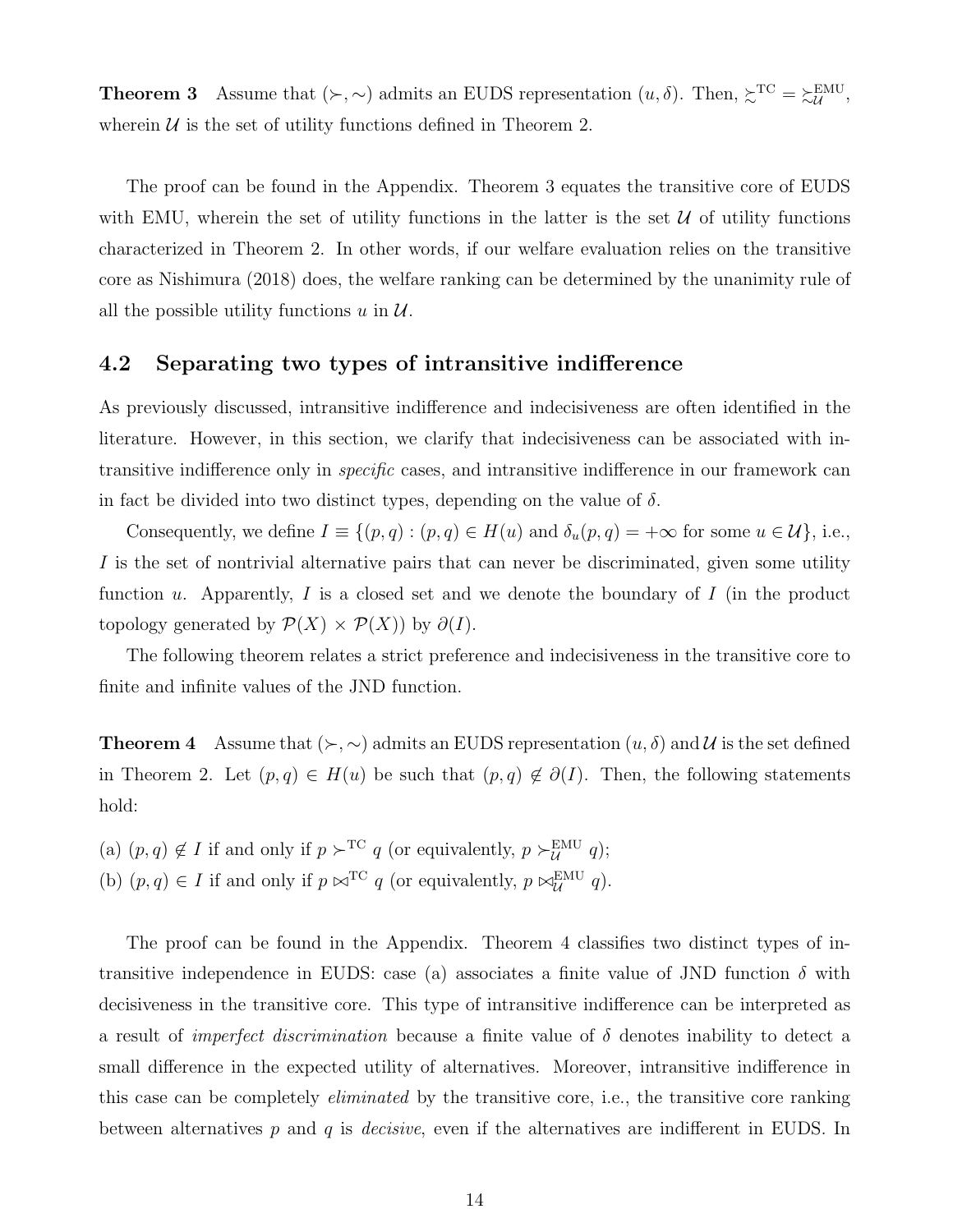**Theorem 3** Assume that $(\succ, \sim)$ admits an EUDS representation $(u, \delta)$. Then, $\succsim^{\text{TC}} = \succsim^{\text{EMU}}_{\mathcal{U}}$, wherein $\mathcal{U}$ is the set of utility functions defined in Theorem 2.

The proof can be found in the Appendix. Theorem 3 equates the transitive core of EUDS with EMU, wherein the set of utility functions in the latter is the set $\mathcal{U}$ of utility functions characterized in Theorem 2. In other words, if our welfare evaluation relies on the transitive core as Nishimura (2018) does, the welfare ranking can be determined by the unanimity rule of all the possible utility functions $u$ in $\mathcal{U}$.

## 4.2 Separating two types of intransitive indifference

As previously discussed, intransitive indifference and indecisiveness are often identified in the literature. However, in this section, we clarify that indecisiveness can be associated with intransitive indifference only in *specific* cases, and intransitive indifference in our framework can in fact be divided into two distinct types, depending on the value of $\delta$.

Consequently, we define $I \equiv \{(p, q) : (p, q) \in H(u) \text{ and } \delta_u(p, q) = +\infty \text{ for some } u \in \mathcal{U}\}$, i.e., $I$ is the set of nontrivial alternative pairs that can never be discriminated, given some utility function $u$. Apparently, $I$ is a closed set and we denote the boundary of $I$ (in the product topology generated by $\mathcal{P}(X) \times \mathcal{P}(X)$) by $\partial(I)$.

The following theorem relates a strict preference and indecisiveness in the transitive core to finite and infinite values of the JND function.

**Theorem 4** Assume that $(\succ, \sim)$ admits an EUDS representation $(u, \delta)$ and $\mathcal{U}$ is the set defined in Theorem 2. Let $(p, q) \in H(u)$ be such that $(p, q) \notin \partial(I)$. Then, the following statements hold:

(a) $(p, q) \notin I$ if and only if $p \succ^{\text{TC}} q$ (or equivalently, $p \succ^{\text{EMU}}_{\mathcal{U}} q$);
(b) $(p, q) \in I$ if and only if $p \bowtie^{\text{TC}} q$ (or equivalently, $p \bowtie^{\text{EMU}}_{\mathcal{U}} q$).

The proof can be found in the Appendix. Theorem 4 classifies two distinct types of intransitive independence in EUDS: case (a) associates a finite value of JND function $\delta$ with decisiveness in the transitive core. This type of intransitive indifference can be interpreted as a result of *imperfect discrimination* because a finite value of $\delta$ denotes inability to detect a small difference in the expected utility of alternatives. Moreover, intransitive indifference in this case can be completely *eliminated* by the transitive core, i.e., the transitive core ranking between alternatives $p$ and $q$ is *decisive*, even if the alternatives are indifferent in EUDS. In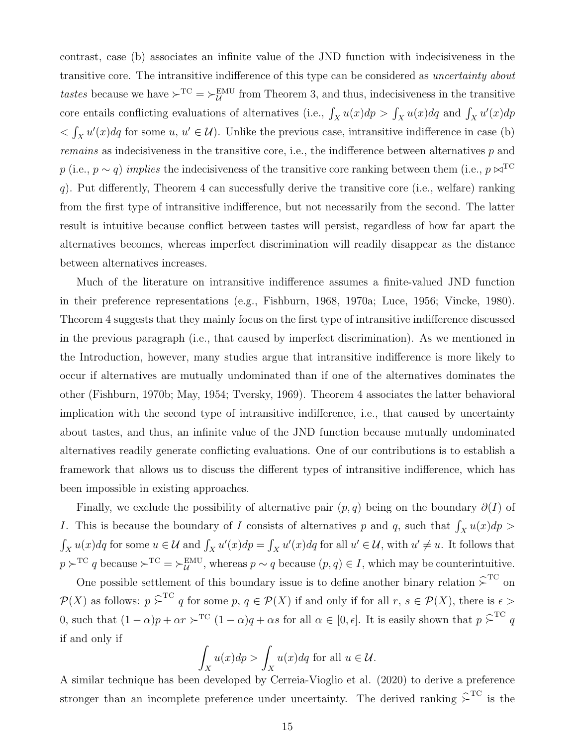contrast, case (b) associates an infinite value of the JND function with indecisiveness in the transitive core. The intransitive indifference of this type can be considered as *uncertainty about tastes* because we have $\succ^{\text{TC}} = \succ^{\text{EMU}}_{\mathcal{U}}$ from Theorem 3, and thus, indecisiveness in the transitive core entails conflicting evaluations of alternatives (i.e., $\int_X u(x)dp > \int_X u(x)dq$ and $\int_X u'(x)dp < \int_X u'(x)dq$ for some $u$, $u' \in \mathcal{U}$). Unlike the previous case, intransitive indifference in case (b) *remains* as indecisiveness in the transitive core, i.e., the indifference between alternatives $p$ and $p$ (i.e., $p \sim q$) *implies* the indecisiveness of the transitive core ranking between them (i.e., $p \bowtie^{\text{TC}} q$). Put differently, Theorem 4 can successfully derive the transitive core (i.e., welfare) ranking from the first type of intransitive indifference, but not necessarily from the second. The latter result is intuitive because conflict between tastes will persist, regardless of how far apart the alternatives becomes, whereas imperfect discrimination will readily disappear as the distance between alternatives increases.

Much of the literature on intransitive indifference assumes a finite-valued JND function in their preference representations (e.g., Fishburn, 1968, 1970a; Luce, 1956; Vincke, 1980). Theorem 4 suggests that they mainly focus on the first type of intransitive indifference discussed in the previous paragraph (i.e., that caused by imperfect discrimination). As we mentioned in the Introduction, however, many studies argue that intransitive indifference is more likely to occur if alternatives are mutually undominated than if one of the alternatives dominates the other (Fishburn, 1970b; May, 1954; Tversky, 1969). Theorem 4 associates the latter behavioral implication with the second type of intransitive indifference, i.e., that caused by uncertainty about tastes, and thus, an infinite value of the JND function because mutually undominated alternatives readily generate conflicting evaluations. One of our contributions is to establish a framework that allows us to discuss the different types of intransitive indifference, which has been impossible in existing approaches.

Finally, we exclude the possibility of alternative pair $(p, q)$ being on the boundary $\partial(I)$ of $I$. This is because the boundary of $I$ consists of alternatives $p$ and $q$, such that $\int_X u(x)dp > \int_X u(x)dq$ for some $u \in \mathcal{U}$ and $\int_X u'(x)dp = \int_X u'(x)dq$ for all $u' \in \mathcal{U}$, with $u' \neq u$. It follows that $p \succ^{\text{TC}} q$ because $\succ^{\text{TC}} = \succ^{\text{EMU}}_{\mathcal{U}}$, whereas $p \sim q$ because $(p, q) \in I$, which may be counterintuitive.

One possible settlement of this boundary issue is to define another binary relation $\widehat{\succ}^{\text{TC}}$ on $\mathcal{P}(X)$ as follows: $p \,\widehat{\succ}^{\text{TC}}\, q$ for some $p$, $q \in \mathcal{P}(X)$ if and only if for all $r$, $s \in \mathcal{P}(X)$, there is $\epsilon > 0$, such that $(1-\alpha)p + \alpha r \succ^{\text{TC}} (1-\alpha)q + \alpha s$ for all $\alpha \in [0, \epsilon]$. It is easily shown that $p \,\widehat{\succ}^{\text{TC}}\, q$ if and only if

$$\int_X u(x)dp > \int_X u(x)dq \text{ for all } u \in \mathcal{U}.$$

A similar technique has been developed by Cerreia-Vioglio et al. (2020) to derive a preference stronger than an incomplete preference under uncertainty. The derived ranking $\widehat{\succ}^{\text{TC}}$ is the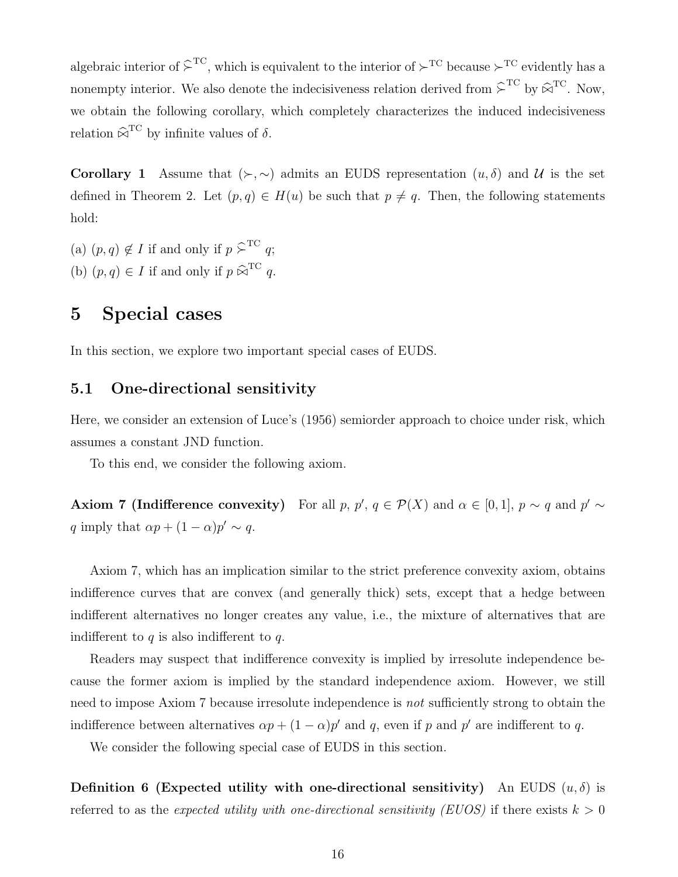algebraic interior of $\widehat{\succ}^{\mathrm{TC}}$, which is equivalent to the interior of $\succ^{\mathrm{TC}}$ because $\succ^{\mathrm{TC}}$ evidently has a nonempty interior. We also denote the indecisiveness relation derived from $\widehat{\succ}^{\mathrm{TC}}$ by $\widehat{\bowtie}^{\mathrm{TC}}$. Now, we obtain the following corollary, which completely characterizes the induced indecisiveness relation $\widehat{\bowtie}^{\mathrm{TC}}$ by infinite values of $\delta$.

**Corollary 1** Assume that $(\succ, \sim)$ admits an EUDS representation $(u, \delta)$ and $\mathcal{U}$ is the set defined in Theorem 2. Let $(p, q) \in H(u)$ be such that $p \neq q$. Then, the following statements hold:

(a) $(p, q) \notin I$ if and only if $p \mathrel{\widehat{\succ}^{\mathrm{TC}}} q$;

(b) $(p, q) \in I$ if and only if $p \mathrel{\widehat{\bowtie}^{\mathrm{TC}}} q$.

# 5 Special cases

In this section, we explore two important special cases of EUDS.

## 5.1 One-directional sensitivity

Here, we consider an extension of Luce's (1956) semiorder approach to choice under risk, which assumes a constant JND function.

To this end, we consider the following axiom.

**Axiom 7 (Indifference convexity)** For all $p$, $p'$, $q \in \mathcal{P}(X)$ and $\alpha \in [0, 1]$, $p \sim q$ and $p' \sim q$ imply that $\alpha p + (1 - \alpha)p' \sim q$.

Axiom 7, which has an implication similar to the strict preference convexity axiom, obtains indifference curves that are convex (and generally thick) sets, except that a hedge between indifferent alternatives no longer creates any value, i.e., the mixture of alternatives that are indifferent to $q$ is also indifferent to $q$.

Readers may suspect that indifference convexity is implied by irresolute independence because the former axiom is implied by the standard independence axiom. However, we still need to impose Axiom 7 because irresolute independence is *not* sufficiently strong to obtain the indifference between alternatives $\alpha p + (1 - \alpha)p'$ and $q$, even if $p$ and $p'$ are indifferent to $q$.

We consider the following special case of EUDS in this section.

**Definition 6 (Expected utility with one-directional sensitivity)** An EUDS $(u, \delta)$ is referred to as the *expected utility with one-directional sensitivity (EUOS)* if there exists $k > 0$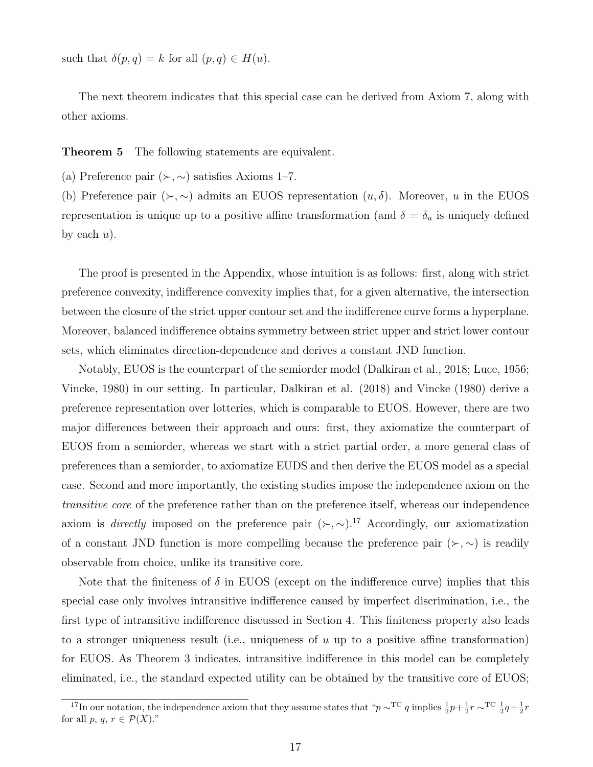such that $\delta(p, q) = k$ for all $(p, q) \in H(u)$.

The next theorem indicates that this special case can be derived from Axiom 7, along with other axioms.

**Theorem 5** The following statements are equivalent.

(a) Preference pair $(\succ, \sim)$ satisfies Axioms 1–7.

(b) Preference pair $(\succ, \sim)$ admits an EUOS representation $(u, \delta)$. Moreover, $u$ in the EUOS representation is unique up to a positive affine transformation (and $\delta = \delta_u$ is uniquely defined by each $u$).

The proof is presented in the Appendix, whose intuition is as follows: first, along with strict preference convexity, indifference convexity implies that, for a given alternative, the intersection between the closure of the strict upper contour set and the indifference curve forms a hyperplane. Moreover, balanced indifference obtains symmetry between strict upper and strict lower contour sets, which eliminates direction-dependence and derives a constant JND function.

Notably, EUOS is the counterpart of the semiorder model (Dalkiran et al., 2018; Luce, 1956; Vincke, 1980) in our setting. In particular, Dalkiran et al. (2018) and Vincke (1980) derive a preference representation over lotteries, which is comparable to EUOS. However, there are two major differences between their approach and ours: first, they axiomatize the counterpart of EUOS from a semiorder, whereas we start with a strict partial order, a more general class of preferences than a semiorder, to axiomatize EUDS and then derive the EUOS model as a special case. Second and more importantly, the existing studies impose the independence axiom on the *transitive core* of the preference rather than on the preference itself, whereas our independence axiom is *directly* imposed on the preference pair $(\succ, \sim)$.[17] Accordingly, our axiomatization of a constant JND function is more compelling because the preference pair $(\succ, \sim)$ is readily observable from choice, unlike its transitive core.

Note that the finiteness of $\delta$ in EUOS (except on the indifference curve) implies that this special case only involves intransitive indifference caused by imperfect discrimination, i.e., the first type of intransitive indifference discussed in Section 4. This finiteness property also leads to a stronger uniqueness result (i.e., uniqueness of $u$ up to a positive affine transformation) for EUOS. As Theorem 3 indicates, intransitive indifference in this model can be completely eliminated, i.e., the standard expected utility can be obtained by the transitive core of EUOS;

[17] In our notation, the independence axiom that they assume states that "$p \sim^{\mathrm{TC}} q$ implies $\frac{1}{2}p + \frac{1}{2}r \sim^{\mathrm{TC}} \frac{1}{2}q + \frac{1}{2}r$ for all $p$, $q$, $r \in \mathcal{P}(X)$."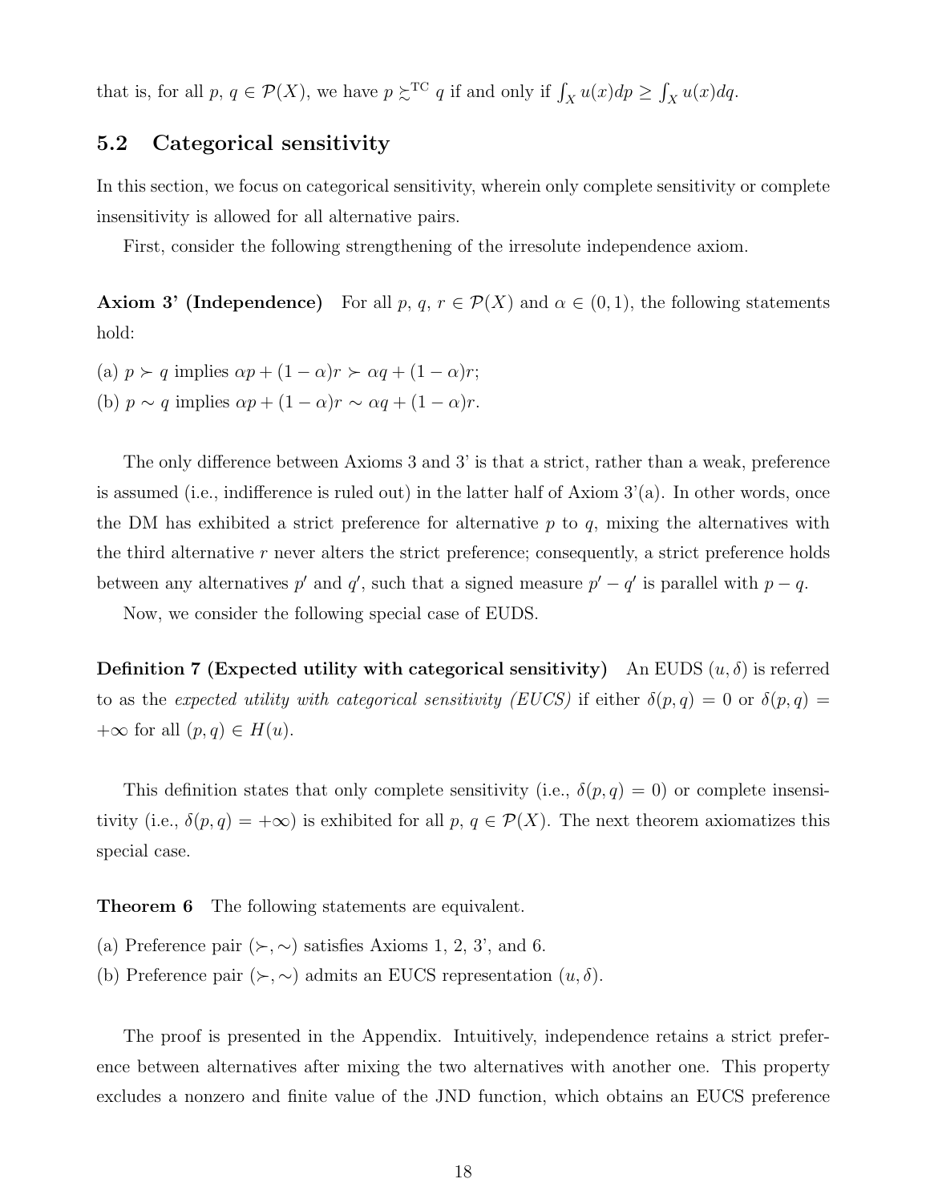that is, for all $p$, $q \in \mathcal{P}(X)$, we have $p \succsim^{\text{TC}} q$ if and only if $\int_X u(x)dp \geq \int_X u(x)dq$.

## 5.2 Categorical sensitivity

In this section, we focus on categorical sensitivity, wherein only complete sensitivity or complete insensitivity is allowed for all alternative pairs.

First, consider the following strengthening of the irresolute independence axiom.

**Axiom 3' (Independence)** For all $p$, $q$, $r \in \mathcal{P}(X)$ and $\alpha \in (0, 1)$, the following statements hold:

(a) $p \succ q$ implies $\alpha p + (1 - \alpha)r \succ \alpha q + (1 - \alpha)r$;

(b) $p \sim q$ implies $\alpha p + (1 - \alpha)r \sim \alpha q + (1 - \alpha)r$.

The only difference between Axioms 3 and 3' is that a strict, rather than a weak, preference is assumed (i.e., indifference is ruled out) in the latter half of Axiom 3'(a). In other words, once the DM has exhibited a strict preference for alternative $p$ to $q$, mixing the alternatives with the third alternative $r$ never alters the strict preference; consequently, a strict preference holds between any alternatives $p'$ and $q'$, such that a signed measure $p' - q'$ is parallel with $p - q$.

Now, we consider the following special case of EUDS.

**Definition 7 (Expected utility with categorical sensitivity)** An EUDS $(u, \delta)$ is referred to as the *expected utility with categorical sensitivity (EUCS)* if either $\delta(p, q) = 0$ or $\delta(p, q) = +\infty$ for all $(p, q) \in H(u)$.

This definition states that only complete sensitivity (i.e., $\delta(p, q) = 0$) or complete insensitivity (i.e., $\delta(p, q) = +\infty$) is exhibited for all $p$, $q \in \mathcal{P}(X)$. The next theorem axiomatizes this special case.

**Theorem 6** The following statements are equivalent.

(a) Preference pair $(\succ, \sim)$ satisfies Axioms 1, 2, 3', and 6.

(b) Preference pair $(\succ, \sim)$ admits an EUCS representation $(u, \delta)$.

The proof is presented in the Appendix. Intuitively, independence retains a strict preference between alternatives after mixing the two alternatives with another one. This property excludes a nonzero and finite value of the JND function, which obtains an EUCS preference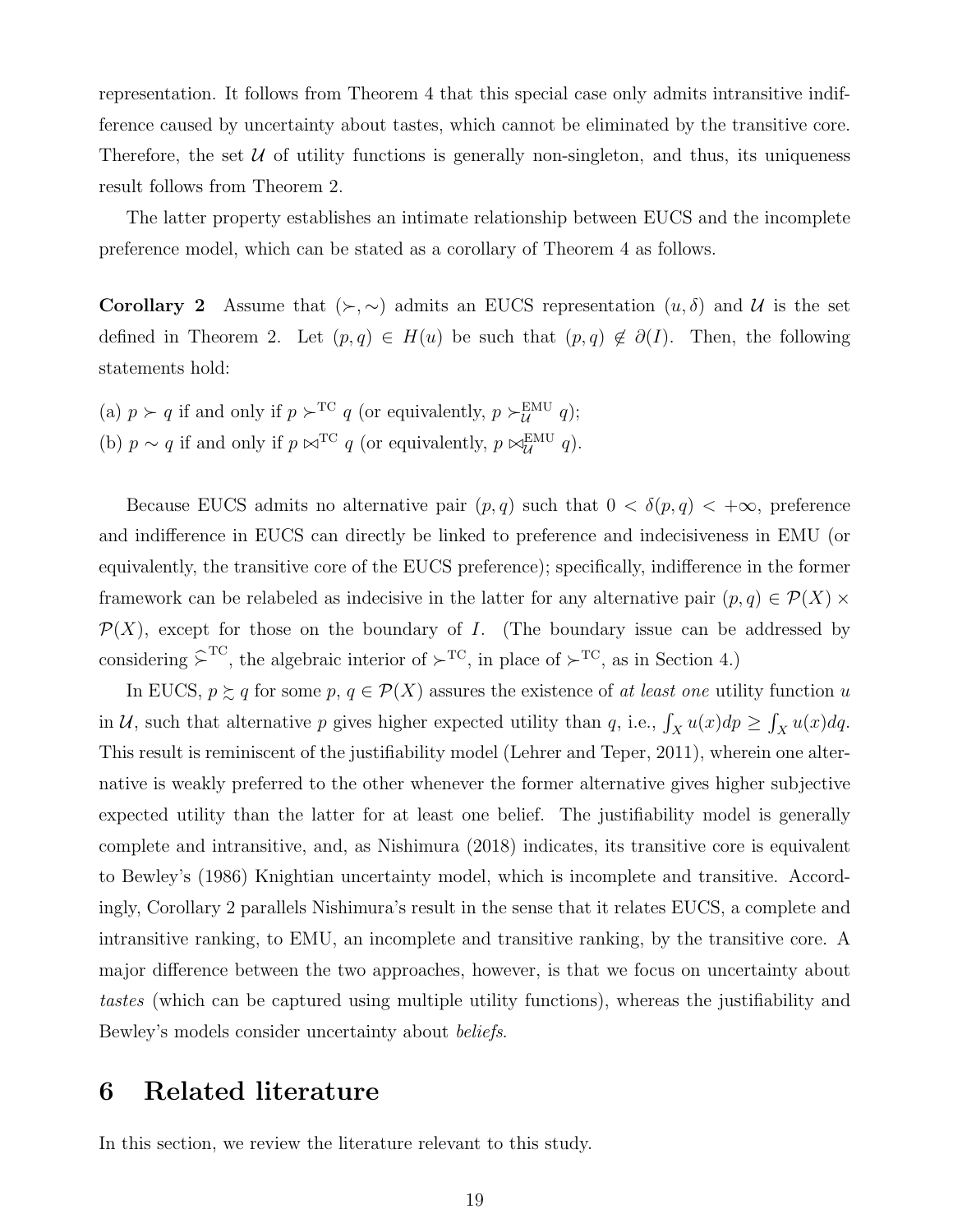representation. It follows from Theorem 4 that this special case only admits intransitive indifference caused by uncertainty about tastes, which cannot be eliminated by the transitive core. Therefore, the set $\mathcal{U}$ of utility functions is generally non-singleton, and thus, its uniqueness result follows from Theorem 2.

The latter property establishes an intimate relationship between EUCS and the incomplete preference model, which can be stated as a corollary of Theorem 4 as follows.

**Corollary 2** Assume that $(\succ, \sim)$ admits an EUCS representation $(u, \delta)$ and $\mathcal{U}$ is the set defined in Theorem 2. Let $(p, q) \in H(u)$ be such that $(p, q) \notin \partial(I)$. Then, the following statements hold:

(a) $p \succ q$ if and only if $p \succ^{\mathrm{TC}} q$ (or equivalently, $p \succ^{\mathrm{EMU}}_{\mathcal{U}} q$);
(b) $p \sim q$ if and only if $p \bowtie^{\mathrm{TC}} q$ (or equivalently, $p \bowtie^{\mathrm{EMU}}_{\mathcal{U}} q$).

Because EUCS admits no alternative pair $(p, q)$ such that $0 < \delta(p, q) < +\infty$, preference and indifference in EUCS can directly be linked to preference and indecisiveness in EMU (or equivalently, the transitive core of the EUCS preference); specifically, indifference in the former framework can be relabeled as indecisive in the latter for any alternative pair $(p, q) \in \mathcal{P}(X) \times \mathcal{P}(X)$, except for those on the boundary of $I$. (The boundary issue can be addressed by considering $\widehat{\succsim}^{\mathrm{TC}}$, the algebraic interior of $\succ^{\mathrm{TC}}$, in place of $\succ^{\mathrm{TC}}$, as in Section 4.)

In EUCS, $p \succsim q$ for some $p, q \in \mathcal{P}(X)$ assures the existence of *at least one* utility function $u$ in $\mathcal{U}$, such that alternative $p$ gives higher expected utility than $q$, i.e., $\int_X u(x)dp \geq \int_X u(x)dq$. This result is reminiscent of the justifiability model (Lehrer and Teper, 2011), wherein one alternative is weakly preferred to the other whenever the former alternative gives higher subjective expected utility than the latter for at least one belief. The justifiability model is generally complete and intransitive, and, as Nishimura (2018) indicates, its transitive core is equivalent to Bewley's (1986) Knightian uncertainty model, which is incomplete and transitive. Accordingly, Corollary 2 parallels Nishimura's result in the sense that it relates EUCS, a complete and intransitive ranking, to EMU, an incomplete and transitive ranking, by the transitive core. A major difference between the two approaches, however, is that we focus on uncertainty about *tastes* (which can be captured using multiple utility functions), whereas the justifiability and Bewley's models consider uncertainty about *beliefs*.

# 6 Related literature

In this section, we review the literature relevant to this study.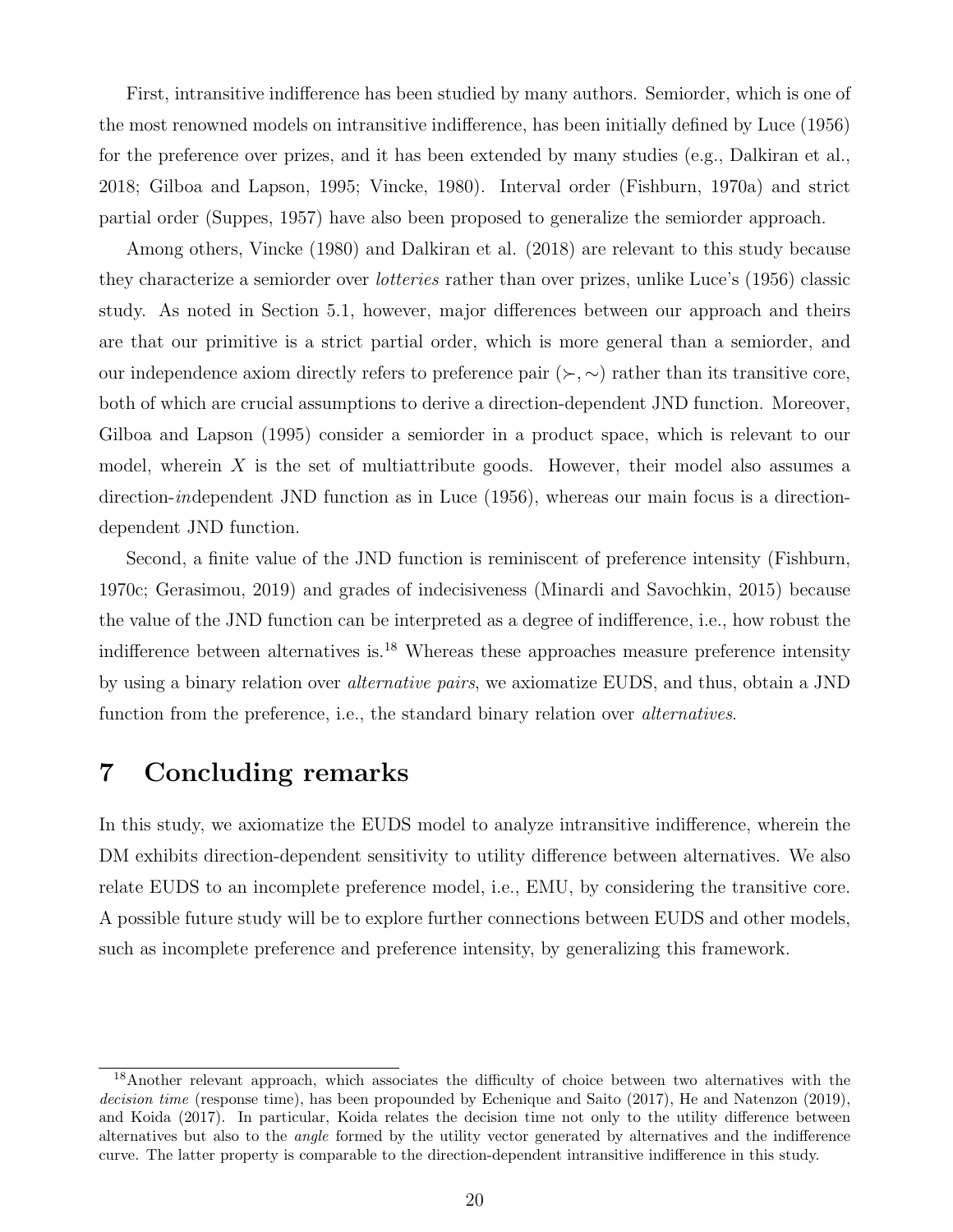First, intransitive indifference has been studied by many authors. Semiorder, which is one of the most renowned models on intransitive indifference, has been initially defined by Luce (1956) for the preference over prizes, and it has been extended by many studies (e.g., Dalkiran et al., 2018; Gilboa and Lapson, 1995; Vincke, 1980). Interval order (Fishburn, 1970a) and strict partial order (Suppes, 1957) have also been proposed to generalize the semiorder approach.

Among others, Vincke (1980) and Dalkiran et al. (2018) are relevant to this study because they characterize a semiorder over *lotteries* rather than over prizes, unlike Luce's (1956) classic study. As noted in Section 5.1, however, major differences between our approach and theirs are that our primitive is a strict partial order, which is more general than a semiorder, and our independence axiom directly refers to preference pair $(\succ, \sim)$ rather than its transitive core, both of which are crucial assumptions to derive a direction-dependent JND function. Moreover, Gilboa and Lapson (1995) consider a semiorder in a product space, which is relevant to our model, wherein $X$ is the set of multiattribute goods. However, their model also assumes a direction-*in*dependent JND function as in Luce (1956), whereas our main focus is a direction-dependent JND function.

Second, a finite value of the JND function is reminiscent of preference intensity (Fishburn, 1970c; Gerasimou, 2019) and grades of indecisiveness (Minardi and Savochkin, 2015) because the value of the JND function can be interpreted as a degree of indifference, i.e., how robust the indifference between alternatives is.[18] Whereas these approaches measure preference intensity by using a binary relation over *alternative pairs*, we axiomatize EUDS, and thus, obtain a JND function from the preference, i.e., the standard binary relation over *alternatives*.

# 7 Concluding remarks

In this study, we axiomatize the EUDS model to analyze intransitive indifference, wherein the DM exhibits direction-dependent sensitivity to utility difference between alternatives. We also relate EUDS to an incomplete preference model, i.e., EMU, by considering the transitive core. A possible future study will be to explore further connections between EUDS and other models, such as incomplete preference and preference intensity, by generalizing this framework.

[18]Another relevant approach, which associates the difficulty of choice between two alternatives with the *decision time* (response time), has been propounded by Echenique and Saito (2017), He and Natenzon (2019), and Koida (2017). In particular, Koida relates the decision time not only to the utility difference between alternatives but also to the *angle* formed by the utility vector generated by alternatives and the indifference curve. The latter property is comparable to the direction-dependent intransitive indifference in this study.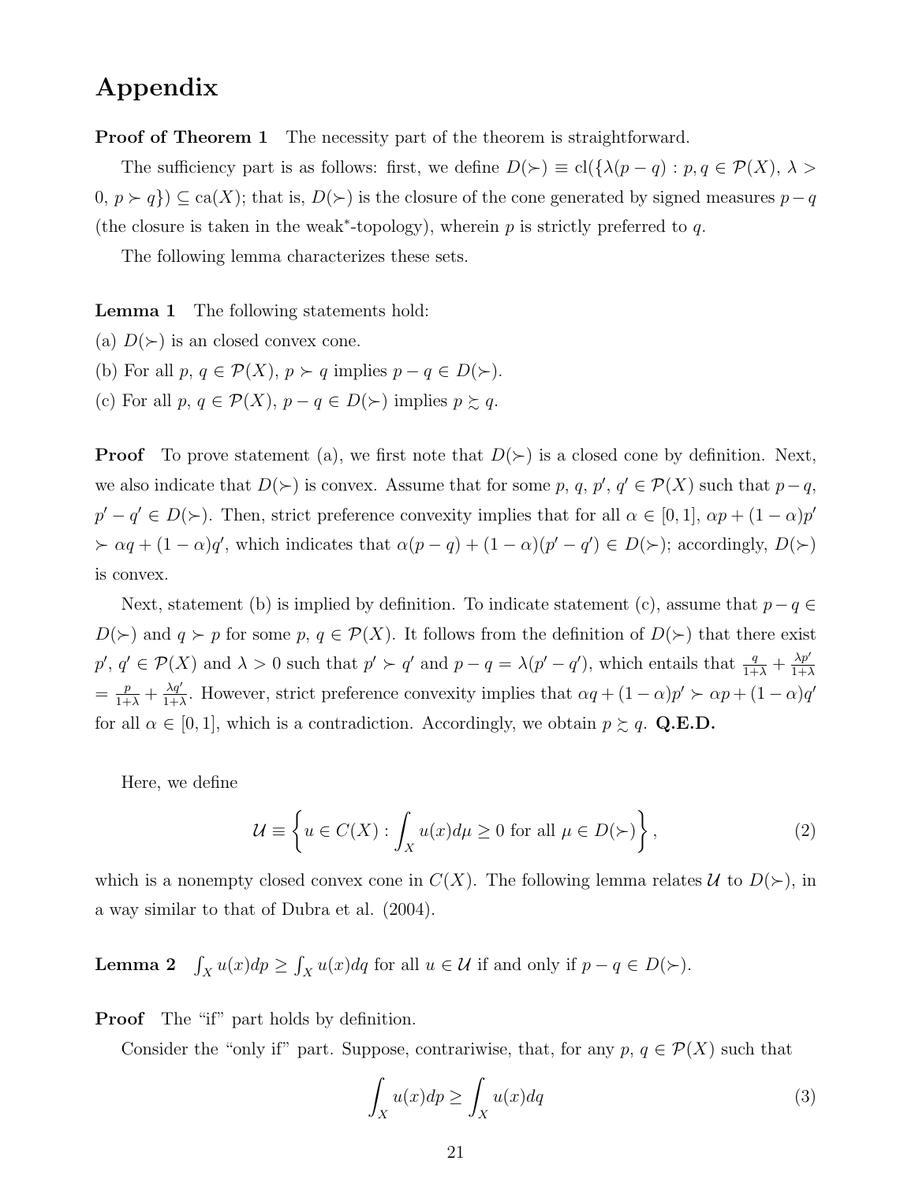# Appendix

**Proof of Theorem 1** The necessity part of the theorem is straightforward.

The sufficiency part is as follows: first, we define $D(\succ) \equiv \text{cl}(\{\lambda(p-q) : p, q \in \mathcal{P}(X), \lambda > 0, p \succ q\}) \subseteq \text{ca}(X)$; that is, $D(\succ)$ is the closure of the cone generated by signed measures $p-q$ (the closure is taken in the weak*-topology), wherein $p$ is strictly preferred to $q$.

The following lemma characterizes these sets.

**Lemma 1** The following statements hold:
(a) $D(\succ)$ is an closed convex cone.
(b) For all $p$, $q \in \mathcal{P}(X)$, $p \succ q$ implies $p - q \in D(\succ)$.
(c) For all $p$, $q \in \mathcal{P}(X)$, $p - q \in D(\succ)$ implies $p \succsim q$.

**Proof** To prove statement (a), we first note that $D(\succ)$ is a closed cone by definition. Next, we also indicate that $D(\succ)$ is convex. Assume that for some $p$, $q$, $p'$, $q' \in \mathcal{P}(X)$ such that $p-q$, $p'-q' \in D(\succ)$. Then, strict preference convexity implies that for all $\alpha \in [0,1]$, $\alpha p + (1-\alpha)p'$ $\succ \alpha q + (1-\alpha)q'$, which indicates that $\alpha(p-q) + (1-\alpha)(p'-q') \in D(\succ)$; accordingly, $D(\succ)$ is convex.

Next, statement (b) is implied by definition. To indicate statement (c), assume that $p - q \in D(\succ)$ and $q \succ p$ for some $p$, $q \in \mathcal{P}(X)$. It follows from the definition of $D(\succ)$ that there exist $p'$, $q' \in \mathcal{P}(X)$ and $\lambda > 0$ such that $p' \succ q'$ and $p - q = \lambda(p' - q')$, which entails that $\frac{q}{1+\lambda} + \frac{\lambda p'}{1+\lambda}$ $= \frac{p}{1+\lambda} + \frac{\lambda q'}{1+\lambda}$. However, strict preference convexity implies that $\alpha q + (1-\alpha)p' \succ \alpha p + (1-\alpha)q'$ for all $\alpha \in [0,1]$, which is a contradiction. Accordingly, we obtain $p \succsim q$. **Q.E.D.**

Here, we define

$$\mathcal{U} \equiv \left\{ u \in C(X) : \int_X u(x) d\mu \geq 0 \text{ for all } \mu \in D(\succ) \right\}, \tag{2}$$

which is a nonempty closed convex cone in $C(X)$. The following lemma relates $\mathcal{U}$ to $D(\succ)$, in a way similar to that of Dubra et al. (2004).

**Lemma 2** $\int_X u(x)dp \geq \int_X u(x)dq$ for all $u \in \mathcal{U}$ if and only if $p - q \in D(\succ)$.

**Proof** The "if" part holds by definition.

Consider the "only if" part. Suppose, contrariwise, that, for any $p$, $q \in \mathcal{P}(X)$ such that

$$\int_X u(x)dp \geq \int_X u(x)dq \tag{3}$$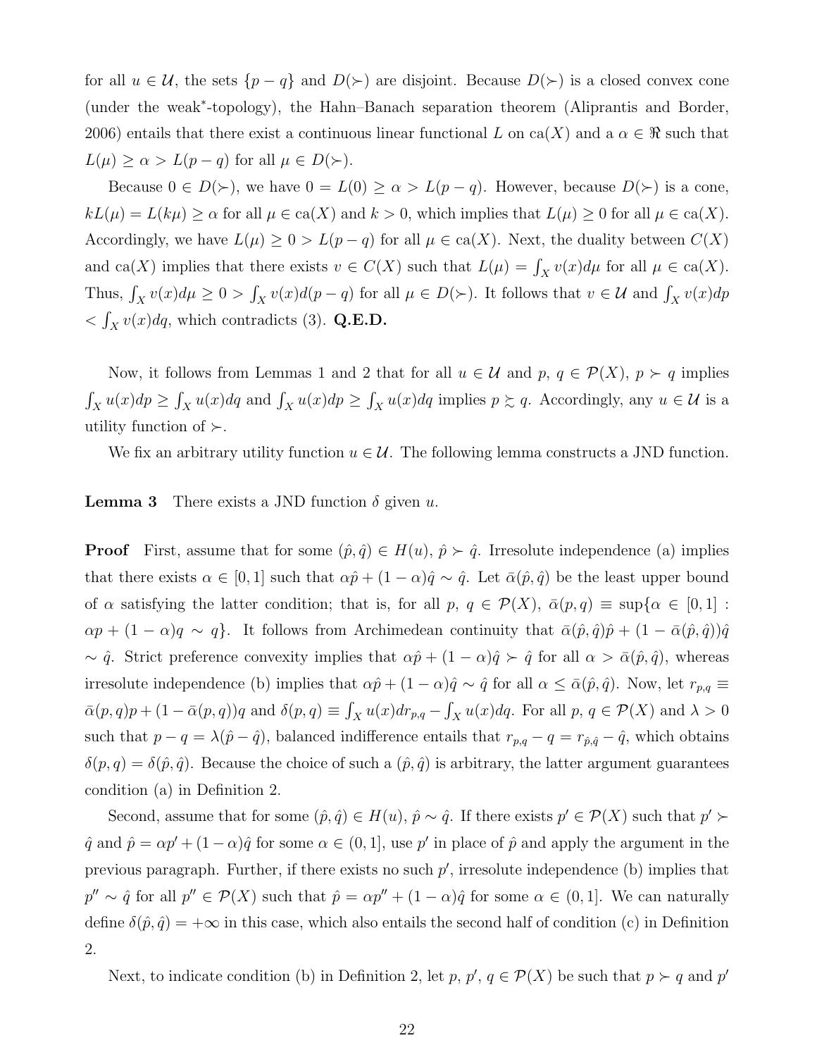for all $u \in \mathcal{U}$, the sets $\{p - q\}$ and $D(\succ)$ are disjoint. Because $D(\succ)$ is a closed convex cone (under the weak*-topology), the Hahn–Banach separation theorem (Aliprantis and Border, 2006) entails that there exist a continuous linear functional $L$ on $\text{ca}(X)$ and a $\alpha \in \Re$ such that $L(\mu) \geq \alpha > L(p - q)$ for all $\mu \in D(\succ)$.

Because $0 \in D(\succ)$, we have $0 = L(0) \geq \alpha > L(p - q)$. However, because $D(\succ)$ is a cone, $kL(\mu) = L(k\mu) \geq \alpha$ for all $\mu \in \text{ca}(X)$ and $k > 0$, which implies that $L(\mu) \geq 0$ for all $\mu \in \text{ca}(X)$. Accordingly, we have $L(\mu) \geq 0 > L(p - q)$ for all $\mu \in \text{ca}(X)$. Next, the duality between $C(X)$ and $\text{ca}(X)$ implies that there exists $v \in C(X)$ such that $L(\mu) = \int_X v(x)d\mu$ for all $\mu \in \text{ca}(X)$. Thus, $\int_X v(x)d\mu \geq 0 > \int_X v(x)d(p - q)$ for all $\mu \in D(\succ)$. It follows that $v \in \mathcal{U}$ and $\int_X v(x)dp < \int_X v(x)dq$, which contradicts (3). **Q.E.D.**

Now, it follows from Lemmas 1 and 2 that for all $u \in \mathcal{U}$ and $p$, $q \in \mathcal{P}(X)$, $p \succ q$ implies $\int_X u(x)dp \geq \int_X u(x)dq$ and $\int_X u(x)dp \geq \int_X u(x)dq$ implies $p \succsim q$. Accordingly, any $u \in \mathcal{U}$ is a utility function of $\succ$.

We fix an arbitrary utility function $u \in \mathcal{U}$. The following lemma constructs a JND function.

**Lemma 3** There exists a JND function $\delta$ given $u$.

**Proof** First, assume that for some $(\hat{p}, \hat{q}) \in H(u)$, $\hat{p} \succ \hat{q}$. Irresolute independence (a) implies that there exists $\alpha \in [0, 1]$ such that $\alpha\hat{p} + (1 - \alpha)\hat{q} \sim \hat{q}$. Let $\bar{\alpha}(\hat{p}, \hat{q})$ be the least upper bound of $\alpha$ satisfying the latter condition; that is, for all $p$, $q \in \mathcal{P}(X)$, $\bar{\alpha}(p, q) \equiv \sup\{\alpha \in [0, 1] : \alpha p + (1 - \alpha)q \sim q\}$. It follows from Archimedean continuity that $\bar{\alpha}(\hat{p}, \hat{q})\hat{p} + (1 - \bar{\alpha}(\hat{p}, \hat{q}))\hat{q} \sim \hat{q}$. Strict preference convexity implies that $\alpha\hat{p} + (1 - \alpha)\hat{q} \succ \hat{q}$ for all $\alpha > \bar{\alpha}(\hat{p}, \hat{q})$, whereas irresolute independence (b) implies that $\alpha\hat{p} + (1 - \alpha)\hat{q} \sim \hat{q}$ for all $\alpha \leq \bar{\alpha}(\hat{p}, \hat{q})$. Now, let $r_{p,q} \equiv \bar{\alpha}(p, q)p + (1 - \bar{\alpha}(p, q))q$ and $\delta(p, q) \equiv \int_X u(x)dr_{p,q} - \int_X u(x)dq$. For all $p$, $q \in \mathcal{P}(X)$ and $\lambda > 0$ such that $p - q = \lambda(\hat{p} - \hat{q})$, balanced indifference entails that $r_{p,q} - q = r_{\hat{p},\hat{q}} - \hat{q}$, which obtains $\delta(p, q) = \delta(\hat{p}, \hat{q})$. Because the choice of such a $(\hat{p}, \hat{q})$ is arbitrary, the latter argument guarantees condition (a) in Definition 2.

Second, assume that for some $(\hat{p}, \hat{q}) \in H(u)$, $\hat{p} \sim \hat{q}$. If there exists $p' \in \mathcal{P}(X)$ such that $p' \succ \hat{q}$ and $\hat{p} = \alpha p' + (1 - \alpha)\hat{q}$ for some $\alpha \in (0, 1]$, use $p'$ in place of $\hat{p}$ and apply the argument in the previous paragraph. Further, if there exists no such $p'$, irresolute independence (b) implies that $p'' \sim \hat{q}$ for all $p'' \in \mathcal{P}(X)$ such that $\hat{p} = \alpha p'' + (1 - \alpha)\hat{q}$ for some $\alpha \in (0, 1]$. We can naturally define $\delta(\hat{p}, \hat{q}) = +\infty$ in this case, which also entails the second half of condition (c) in Definition 2.

Next, to indicate condition (b) in Definition 2, let $p$, $p'$, $q \in \mathcal{P}(X)$ be such that $p \succ q$ and $p'$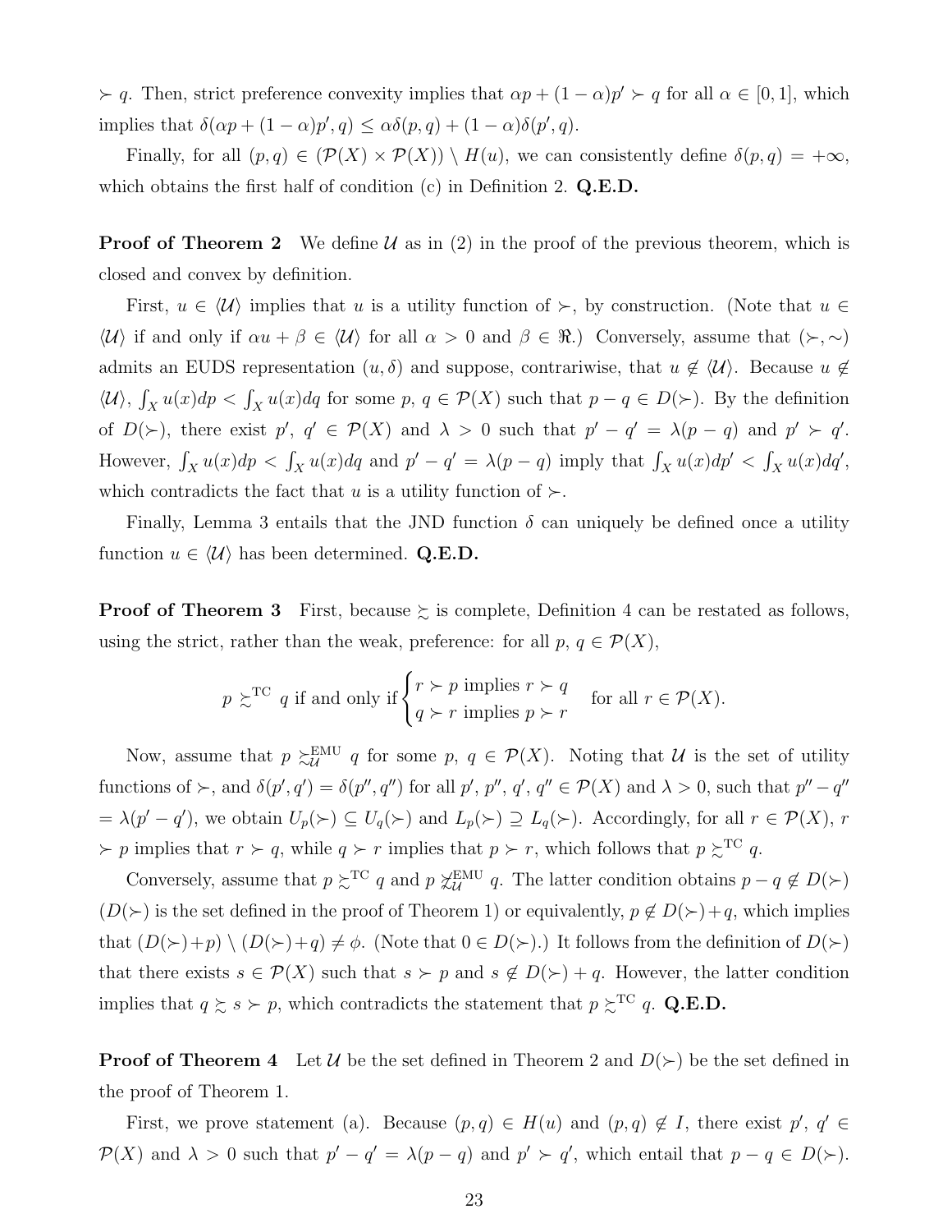$\succ q$. Then, strict preference convexity implies that $\alpha p + (1-\alpha)p' \succ q$ for all $\alpha \in [0,1]$, which implies that $\delta(\alpha p + (1-\alpha)p', q) \leq \alpha\delta(p,q) + (1-\alpha)\delta(p',q)$.

Finally, for all $(p, q) \in (\mathcal{P}(X) \times \mathcal{P}(X)) \setminus H(u)$, we can consistently define $\delta(p,q) = +\infty$, which obtains the first half of condition (c) in Definition 2. **Q.E.D.**

**Proof of Theorem 2** We define $\mathcal{U}$ as in (2) in the proof of the previous theorem, which is closed and convex by definition.

First, $u \in \langle\mathcal{U}\rangle$ implies that $u$ is a utility function of $\succ$, by construction. (Note that $u \in \langle\mathcal{U}\rangle$ if and only if $\alpha u + \beta \in \langle\mathcal{U}\rangle$ for all $\alpha > 0$ and $\beta \in \Re$.) Conversely, assume that $(\succ, \sim)$ admits an EUDS representation $(u, \delta)$ and suppose, contrariwise, that $u \notin \langle\mathcal{U}\rangle$. Because $u \notin \langle\mathcal{U}\rangle$, $\int_X u(x)dp < \int_X u(x)dq$ for some $p$, $q \in \mathcal{P}(X)$ such that $p - q \in D(\succ)$. By the definition of $D(\succ)$, there exist $p'$, $q' \in \mathcal{P}(X)$ and $\lambda > 0$ such that $p' - q' = \lambda(p - q)$ and $p' \succ q'$. However, $\int_X u(x)dp < \int_X u(x)dq$ and $p' - q' = \lambda(p - q)$ imply that $\int_X u(x)dp' < \int_X u(x)dq'$, which contradicts the fact that $u$ is a utility function of $\succ$.

Finally, Lemma 3 entails that the JND function $\delta$ can uniquely be defined once a utility function $u \in \langle\mathcal{U}\rangle$ has been determined. **Q.E.D.**

**Proof of Theorem 3** First, because $\succsim$ is complete, Definition 4 can be restated as follows, using the strict, rather than the weak, preference: for all $p$, $q \in \mathcal{P}(X)$,

$$p \succsim^{\mathrm{TC}} q \text{ if and only if} \begin{cases} r \succ p \text{ implies } r \succ q \\ q \succ r \text{ implies } p \succ r \end{cases} \text{ for all } r \in \mathcal{P}(X).$$

Now, assume that $p \succsim^{\mathrm{EMU}}_{\mathcal{U}} q$ for some $p$, $q \in \mathcal{P}(X)$. Noting that $\mathcal{U}$ is the set of utility functions of $\succ$, and $\delta(p', q') = \delta(p'', q'')$ for all $p'$, $p''$, $q'$, $q'' \in \mathcal{P}(X)$ and $\lambda > 0$, such that $p'' - q'' = \lambda(p' - q')$, we obtain $U_p(\succ) \subseteq U_q(\succ)$ and $L_p(\succ) \supseteq L_q(\succ)$. Accordingly, for all $r \in \mathcal{P}(X)$, $r \succ p$ implies that $r \succ q$, while $q \succ r$ implies that $p \succ r$, which follows that $p \succsim^{\mathrm{TC}} q$.

Conversely, assume that $p \succsim^{\mathrm{TC}} q$ and $p \not\succsim^{\mathrm{EMU}}_{\mathcal{U}} q$. The latter condition obtains $p - q \notin D(\succ)$ ($D(\succ)$ is the set defined in the proof of Theorem 1) or equivalently, $p \notin D(\succ) + q$, which implies that $(D(\succ) + p) \setminus (D(\succ) + q) \neq \phi$. (Note that $0 \in D(\succ)$.) It follows from the definition of $D(\succ)$ that there exists $s \in \mathcal{P}(X)$ such that $s \succ p$ and $s \notin D(\succ) + q$. However, the latter condition implies that $q \succsim s \succ p$, which contradicts the statement that $p \succsim^{\mathrm{TC}} q$. **Q.E.D.**

**Proof of Theorem 4** Let $\mathcal{U}$ be the set defined in Theorem 2 and $D(\succ)$ be the set defined in the proof of Theorem 1.

First, we prove statement (a). Because $(p, q) \in H(u)$ and $(p, q) \notin I$, there exist $p'$, $q' \in \mathcal{P}(X)$ and $\lambda > 0$ such that $p' - q' = \lambda(p - q)$ and $p' \succ q'$, which entail that $p - q \in D(\succ)$.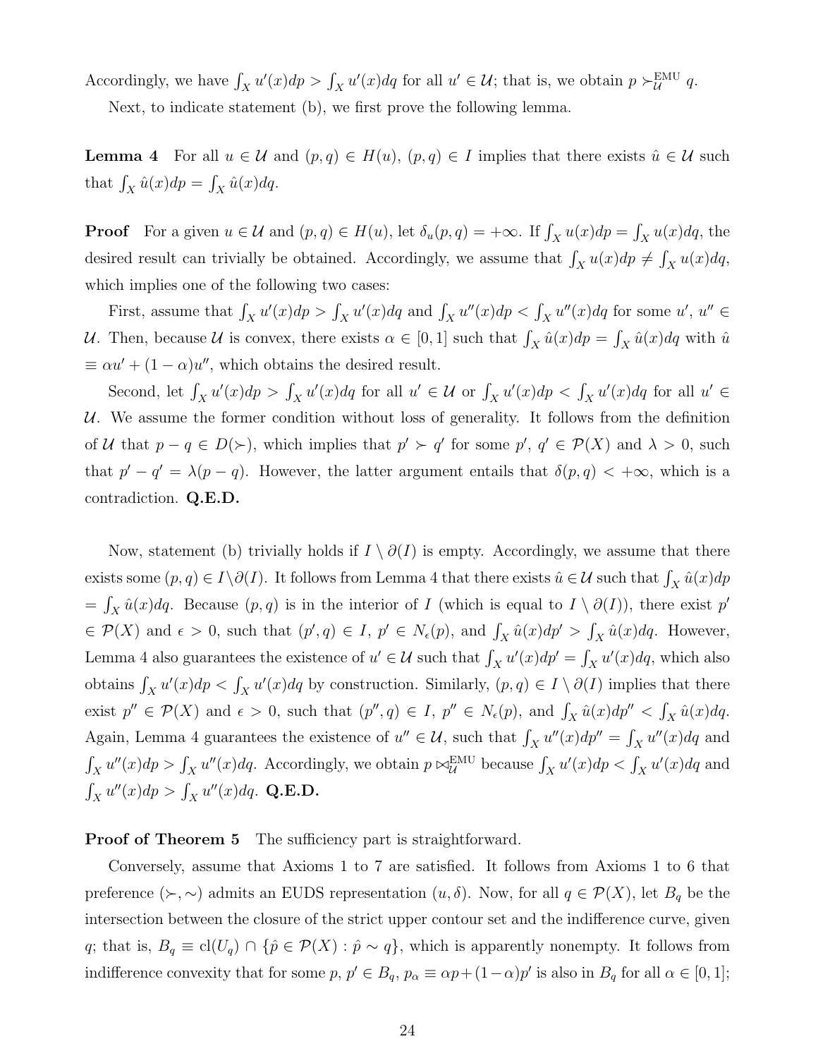Accordingly, we have $\int_X u'(x)dp > \int_X u'(x)dq$ for all $u' \in \mathcal{U}$; that is, we obtain $p \succ_{\mathcal{U}}^{\text{EMU}} q$.

Next, to indicate statement (b), we first prove the following lemma.

**Lemma 4** For all $u \in \mathcal{U}$ and $(p,q) \in H(u)$, $(p,q) \in I$ implies that there exists $\hat{u} \in \mathcal{U}$ such that $\int_X \hat{u}(x)dp = \int_X \hat{u}(x)dq$.

**Proof** For a given $u \in \mathcal{U}$ and $(p,q) \in H(u)$, let $\delta_u(p,q) = +\infty$. If $\int_X u(x)dp = \int_X u(x)dq$, the desired result can trivially be obtained. Accordingly, we assume that $\int_X u(x)dp \neq \int_X u(x)dq$, which implies one of the following two cases:

First, assume that $\int_X u'(x)dp > \int_X u'(x)dq$ and $\int_X u''(x)dp < \int_X u''(x)dq$ for some $u'$, $u'' \in \mathcal{U}$. Then, because $\mathcal{U}$ is convex, there exists $\alpha \in [0,1]$ such that $\int_X \hat{u}(x)dp = \int_X \hat{u}(x)dq$ with $\hat{u} \equiv \alpha u' + (1-\alpha)u''$, which obtains the desired result.

Second, let $\int_X u'(x)dp > \int_X u'(x)dq$ for all $u' \in \mathcal{U}$ or $\int_X u'(x)dp < \int_X u'(x)dq$ for all $u' \in \mathcal{U}$. We assume the former condition without loss of generality. It follows from the definition of $\mathcal{U}$ that $p - q \in D(\succ)$, which implies that $p' \succ q'$ for some $p'$, $q' \in \mathcal{P}(X)$ and $\lambda > 0$, such that $p' - q' = \lambda(p-q)$. However, the latter argument entails that $\delta(p,q) < +\infty$, which is a contradiction. **Q.E.D.**

Now, statement (b) trivially holds if $I \setminus \partial(I)$ is empty. Accordingly, we assume that there exists some $(p,q) \in I \setminus \partial(I)$. It follows from Lemma 4 that there exists $\hat{u} \in \mathcal{U}$ such that $\int_X \hat{u}(x)dp = \int_X \hat{u}(x)dq$. Because $(p,q)$ is in the interior of $I$ (which is equal to $I \setminus \partial(I)$), there exist $p' \in \mathcal{P}(X)$ and $\epsilon > 0$, such that $(p',q) \in I$, $p' \in N_\epsilon(p)$, and $\int_X \hat{u}(x)dp' > \int_X \hat{u}(x)dq$. However, Lemma 4 also guarantees the existence of $u' \in \mathcal{U}$ such that $\int_X u'(x)dp' = \int_X u'(x)dq$, which also obtains $\int_X u'(x)dp < \int_X u'(x)dq$ by construction. Similarly, $(p,q) \in I \setminus \partial(I)$ implies that there exist $p'' \in \mathcal{P}(X)$ and $\epsilon > 0$, such that $(p'',q) \in I$, $p'' \in N_\epsilon(p)$, and $\int_X \hat{u}(x)dp'' < \int_X \hat{u}(x)dq$. Again, Lemma 4 guarantees the existence of $u'' \in \mathcal{U}$, such that $\int_X u''(x)dp'' = \int_X u''(x)dq$ and $\int_X u''(x)dp > \int_X u''(x)dq$. Accordingly, we obtain $p \bowtie_{\mathcal{U}}^{\text{EMU}}$ because $\int_X u'(x)dp < \int_X u'(x)dq$ and $\int_X u''(x)dp > \int_X u''(x)dq$. **Q.E.D.**

**Proof of Theorem 5** The sufficiency part is straightforward.

Conversely, assume that Axioms 1 to 7 are satisfied. It follows from Axioms 1 to 6 that preference $(\succ, \sim)$ admits an EUDS representation $(u, \delta)$. Now, for all $q \in \mathcal{P}(X)$, let $B_q$ be the intersection between the closure of the strict upper contour set and the indifference curve, given $q$; that is, $B_q \equiv \text{cl}(U_q) \cap \{\hat{p} \in \mathcal{P}(X) : \hat{p} \sim q\}$, which is apparently nonempty. It follows from indifference convexity that for some $p$, $p' \in B_q$, $p_\alpha \equiv \alpha p + (1-\alpha)p'$ is also in $B_q$ for all $\alpha \in [0,1]$;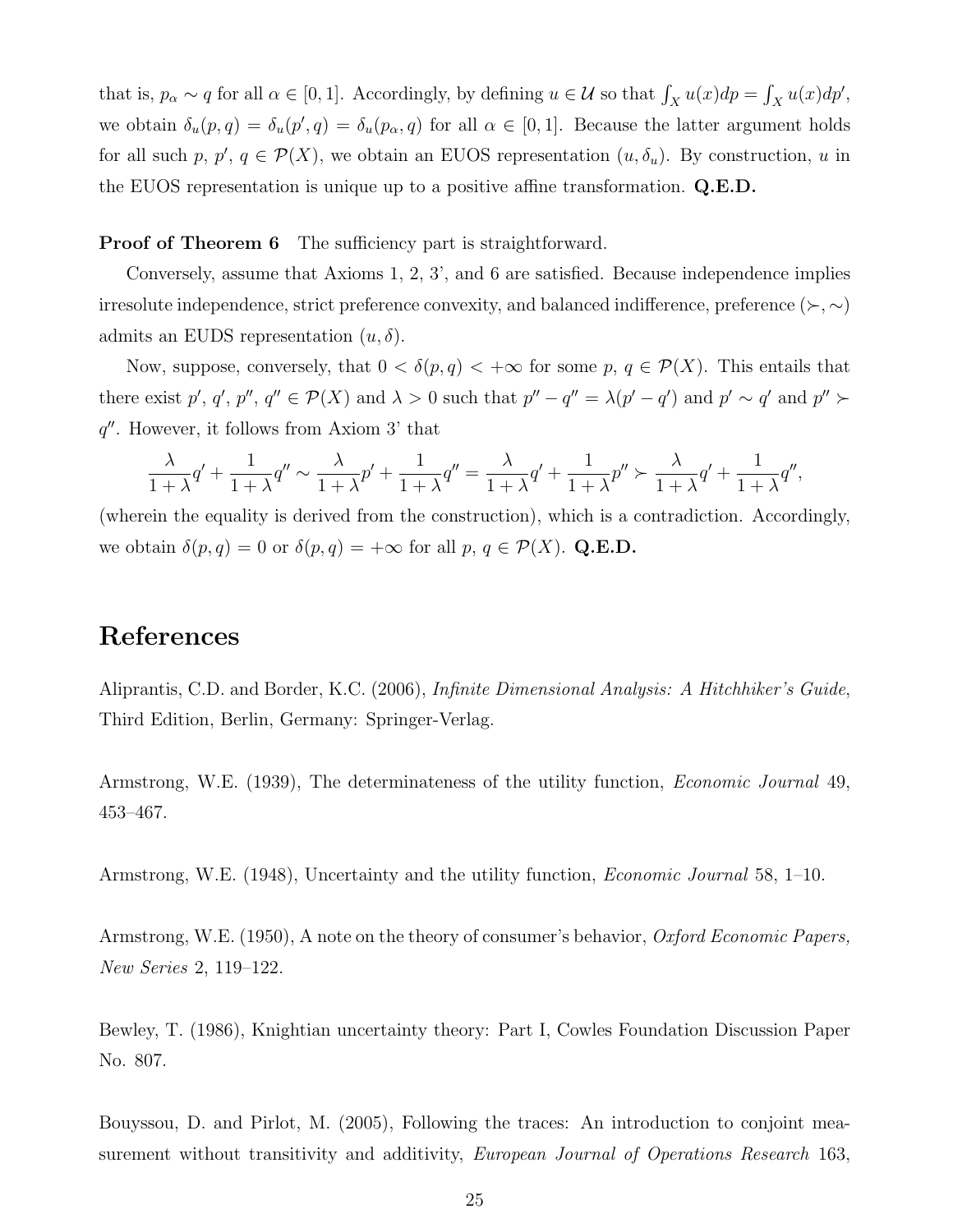that is, $p_\alpha \sim q$ for all $\alpha \in [0,1]$. Accordingly, by defining $u \in \mathcal{U}$ so that $\int_X u(x)dp = \int_X u(x)dp'$, we obtain $\delta_u(p,q) = \delta_u(p',q) = \delta_u(p_\alpha, q)$ for all $\alpha \in [0,1]$. Because the latter argument holds for all such $p$, $p'$, $q \in \mathcal{P}(X)$, we obtain an EUOS representation $(u, \delta_u)$. By construction, $u$ in the EUOS representation is unique up to a positive affine transformation. **Q.E.D.**

**Proof of Theorem 6** The sufficiency part is straightforward.

Conversely, assume that Axioms 1, 2, 3', and 6 are satisfied. Because independence implies irresolute independence, strict preference convexity, and balanced indifference, preference $(\succ, \sim)$ admits an EUDS representation $(u, \delta)$.

Now, suppose, conversely, that $0 < \delta(p,q) < +\infty$ for some $p$, $q \in \mathcal{P}(X)$. This entails that there exist $p'$, $q'$, $p''$, $q'' \in \mathcal{P}(X)$ and $\lambda > 0$ such that $p'' - q'' = \lambda(p' - q')$ and $p' \sim q'$ and $p'' \succ q''$. However, it follows from Axiom 3' that

$$\frac{\lambda}{1+\lambda}q' + \frac{1}{1+\lambda}q'' \sim \frac{\lambda}{1+\lambda}p' + \frac{1}{1+\lambda}q'' = \frac{\lambda}{1+\lambda}q' + \frac{1}{1+\lambda}p'' \succ \frac{\lambda}{1+\lambda}q' + \frac{1}{1+\lambda}q'',$$

(wherein the equality is derived from the construction), which is a contradiction. Accordingly, we obtain $\delta(p,q) = 0$ or $\delta(p,q) = +\infty$ for all $p$, $q \in \mathcal{P}(X)$. **Q.E.D.**

# References

Aliprantis, C.D. and Border, K.C. (2006), *Infinite Dimensional Analysis: A Hitchhiker's Guide*, Third Edition, Berlin, Germany: Springer-Verlag.

Armstrong, W.E. (1939), The determinateness of the utility function, *Economic Journal* 49, 453–467.

Armstrong, W.E. (1948), Uncertainty and the utility function, *Economic Journal* 58, 1–10.

Armstrong, W.E. (1950), A note on the theory of consumer's behavior, *Oxford Economic Papers, New Series* 2, 119–122.

Bewley, T. (1986), Knightian uncertainty theory: Part I, Cowles Foundation Discussion Paper No. 807.

Bouyssou, D. and Pirlot, M. (2005), Following the traces: An introduction to conjoint measurement without transitivity and additivity, *European Journal of Operations Research* 163,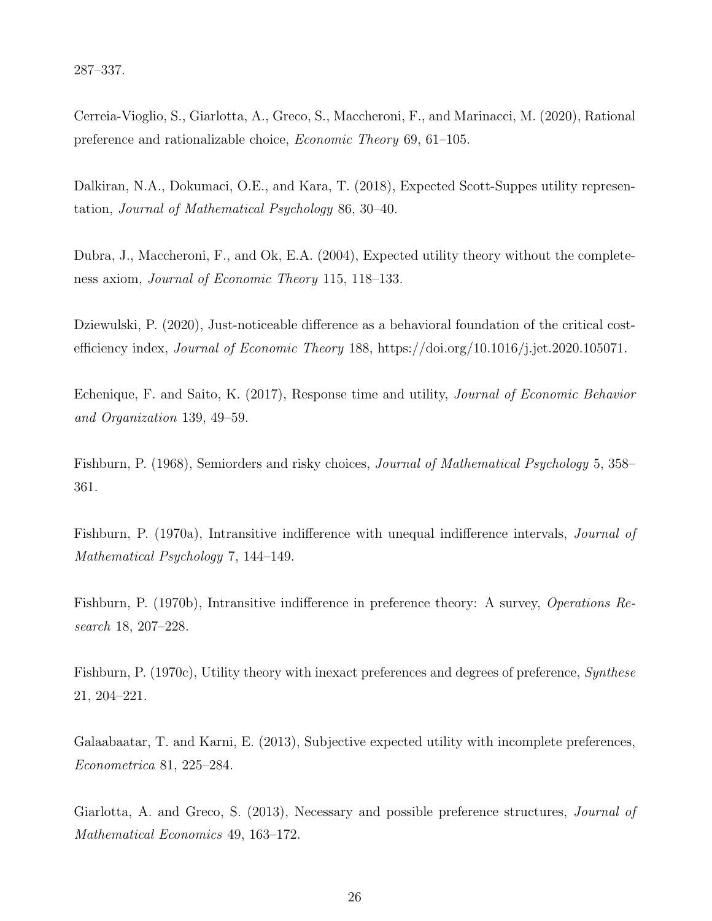287–337.

Cerreia-Vioglio, S., Giarlotta, A., Greco, S., Maccheroni, F., and Marinacci, M. (2020), Rational preference and rationalizable choice, *Economic Theory* 69, 61–105.

Dalkiran, N.A., Dokumaci, O.E., and Kara, T. (2018), Expected Scott-Suppes utility representation, *Journal of Mathematical Psychology* 86, 30–40.

Dubra, J., Maccheroni, F., and Ok, E.A. (2004), Expected utility theory without the completeness axiom, *Journal of Economic Theory* 115, 118–133.

Dziewulski, P. (2020), Just-noticeable difference as a behavioral foundation of the critical cost-efficiency index, *Journal of Economic Theory* 188, https://doi.org/10.1016/j.jet.2020.105071.

Echenique, F. and Saito, K. (2017), Response time and utility, *Journal of Economic Behavior and Organization* 139, 49–59.

Fishburn, P. (1968), Semiorders and risky choices, *Journal of Mathematical Psychology* 5, 358–361.

Fishburn, P. (1970a), Intransitive indifference with unequal indifference intervals, *Journal of Mathematical Psychology* 7, 144–149.

Fishburn, P. (1970b), Intransitive indifference in preference theory: A survey, *Operations Research* 18, 207–228.

Fishburn, P. (1970c), Utility theory with inexact preferences and degrees of preference, *Synthese* 21, 204–221.

Galaabaatar, T. and Karni, E. (2013), Subjective expected utility with incomplete preferences, *Econometrica* 81, 225–284.

Giarlotta, A. and Greco, S. (2013), Necessary and possible preference structures, *Journal of Mathematical Economics* 49, 163–172.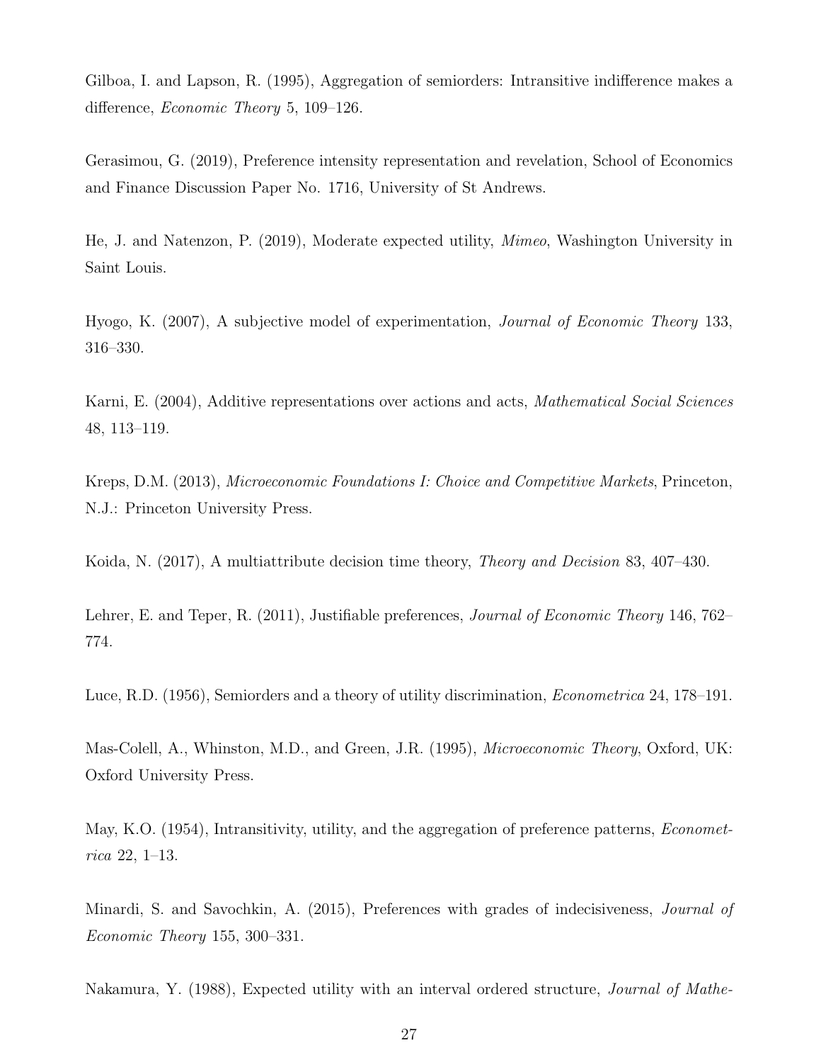Gilboa, I. and Lapson, R. (1995), Aggregation of semiorders: Intransitive indifference makes a difference, *Economic Theory* 5, 109–126.

Gerasimou, G. (2019), Preference intensity representation and revelation, School of Economics and Finance Discussion Paper No. 1716, University of St Andrews.

He, J. and Natenzon, P. (2019), Moderate expected utility, *Mimeo*, Washington University in Saint Louis.

Hyogo, K. (2007), A subjective model of experimentation, *Journal of Economic Theory* 133, 316–330.

Karni, E. (2004), Additive representations over actions and acts, *Mathematical Social Sciences* 48, 113–119.

Kreps, D.M. (2013), *Microeconomic Foundations I: Choice and Competitive Markets*, Princeton, N.J.: Princeton University Press.

Koida, N. (2017), A multiattribute decision time theory, *Theory and Decision* 83, 407–430.

Lehrer, E. and Teper, R. (2011), Justifiable preferences, *Journal of Economic Theory* 146, 762–774.

Luce, R.D. (1956), Semiorders and a theory of utility discrimination, *Econometrica* 24, 178–191.

Mas-Colell, A., Whinston, M.D., and Green, J.R. (1995), *Microeconomic Theory*, Oxford, UK: Oxford University Press.

May, K.O. (1954), Intransitivity, utility, and the aggregation of preference patterns, *Econometrica* 22, 1–13.

Minardi, S. and Savochkin, A. (2015), Preferences with grades of indecisiveness, *Journal of Economic Theory* 155, 300–331.

Nakamura, Y. (1988), Expected utility with an interval ordered structure, *Journal of Mathe-*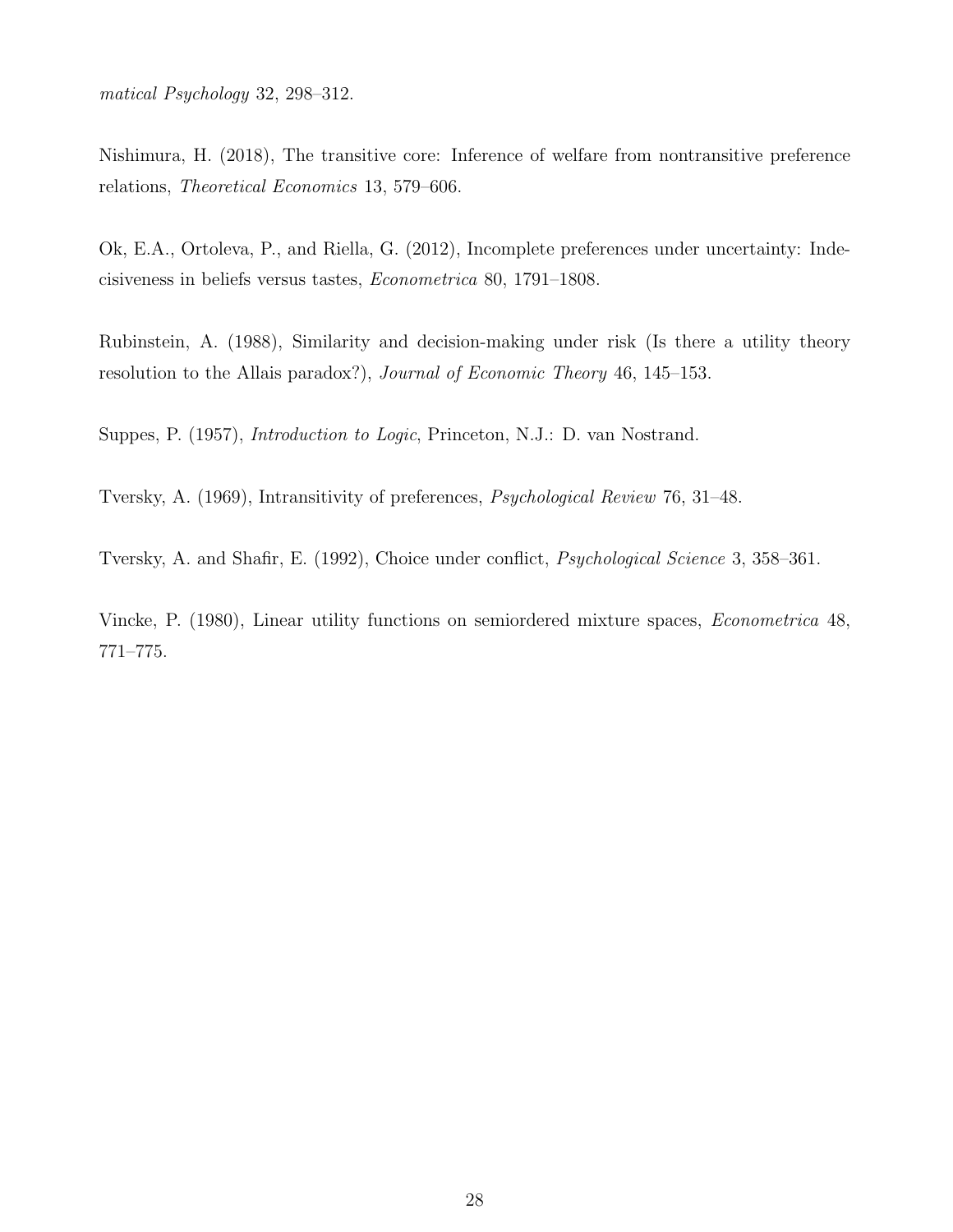*matical Psychology* 32, 298–312.

Nishimura, H. (2018), The transitive core: Inference of welfare from nontransitive preference relations, *Theoretical Economics* 13, 579–606.

Ok, E.A., Ortoleva, P., and Riella, G. (2012), Incomplete preferences under uncertainty: Indecisiveness in beliefs versus tastes, *Econometrica* 80, 1791–1808.

Rubinstein, A. (1988), Similarity and decision-making under risk (Is there a utility theory resolution to the Allais paradox?), *Journal of Economic Theory* 46, 145–153.

Suppes, P. (1957), *Introduction to Logic*, Princeton, N.J.: D. van Nostrand.

Tversky, A. (1969), Intransitivity of preferences, *Psychological Review* 76, 31–48.

Tversky, A. and Shafir, E. (1992), Choice under conflict, *Psychological Science* 3, 358–361.

Vincke, P. (1980), Linear utility functions on semiordered mixture spaces, *Econometrica* 48, 771–775.